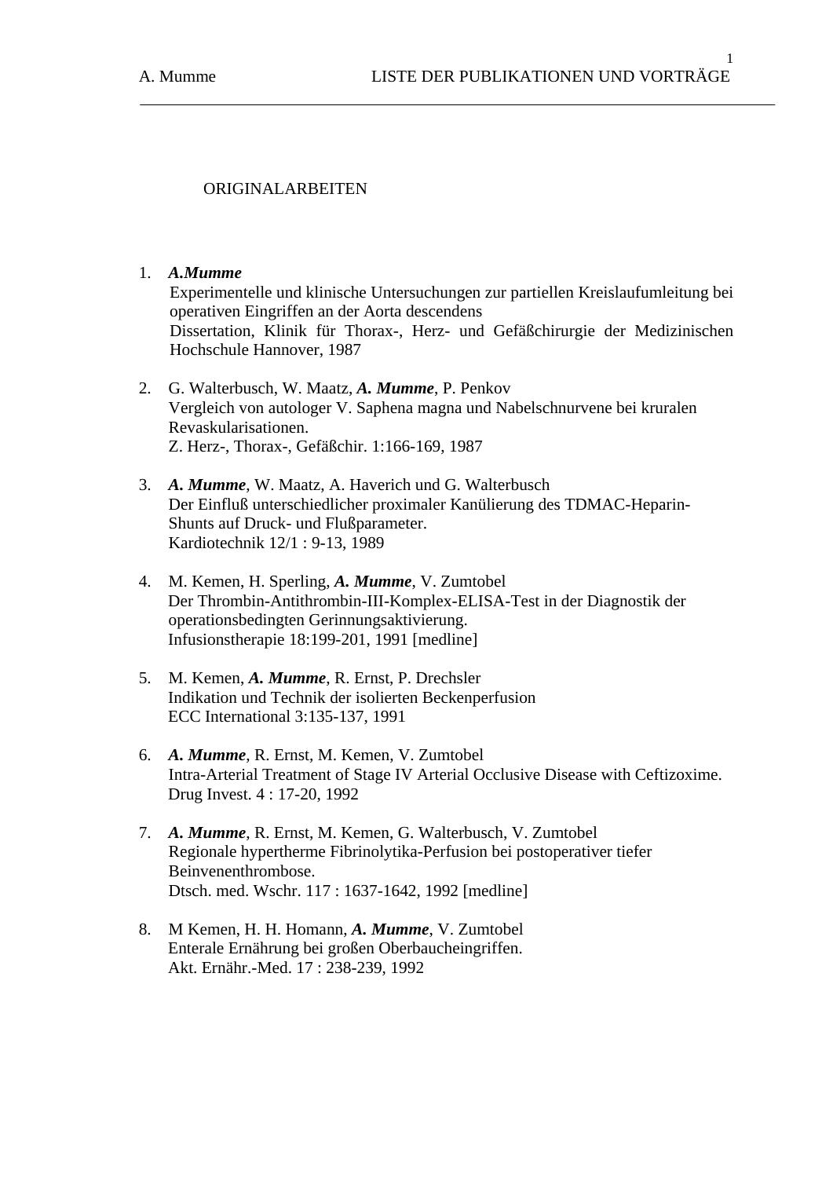## ORIGINALARBEITEN

1. ***A.Mumme***
   Experimentelle und klinische Untersuchungen zur partiellen Kreislaufumleitung bei operativen Eingriffen an der Aorta descendens
   Dissertation, Klinik für Thorax-, Herz- und Gefäßchirurgie der Medizinischen Hochschule Hannover, 1987

2. G. Walterbusch, W. Maatz, ***A. Mumme***, P. Penkov
   Vergleich von autologer V. Saphena magna und Nabelschnurvene bei kruralen Revaskularisationen.
   Z. Herz-, Thorax-, Gefäßchir. 1:166-169, 1987

3. ***A. Mumme***, W. Maatz, A. Haverich und G. Walterbusch
   Der Einfluß unterschiedlicher proximaler Kanülierung des TDMAC-Heparin-Shunts auf Druck- und Flußparameter.
   Kardiotechnik 12/1 : 9-13, 1989

4. M. Kemen, H. Sperling, ***A. Mumme***, V. Zumtobel
   Der Thrombin-Antithrombin-III-Komplex-ELISA-Test in der Diagnostik der operationsbedingten Gerinnungsaktivierung.
   Infusionstherapie 18:199-201, 1991 [medline]

5. M. Kemen, ***A. Mumme***, R. Ernst, P. Drechsler
   Indikation und Technik der isolierten Beckenperfusion
   ECC International 3:135-137, 1991

6. ***A. Mumme***, R. Ernst, M. Kemen, V. Zumtobel
   Intra-Arterial Treatment of Stage IV Arterial Occlusive Disease with Ceftizoxime.
   Drug Invest. 4 : 17-20, 1992

7. ***A. Mumme***, R. Ernst, M. Kemen, G. Walterbusch, V. Zumtobel
   Regionale hypertherme Fibrinolytika-Perfusion bei postoperativer tiefer Beinvenenthrombose.
   Dtsch. med. Wschr. 117 : 1637-1642, 1992 [medline]

8. M Kemen, H. H. Homann, ***A. Mumme***, V. Zumtobel
   Enterale Ernährung bei großen Oberbaucheingriffen.
   Akt. Ernähr.-Med. 17 : 238-239, 1992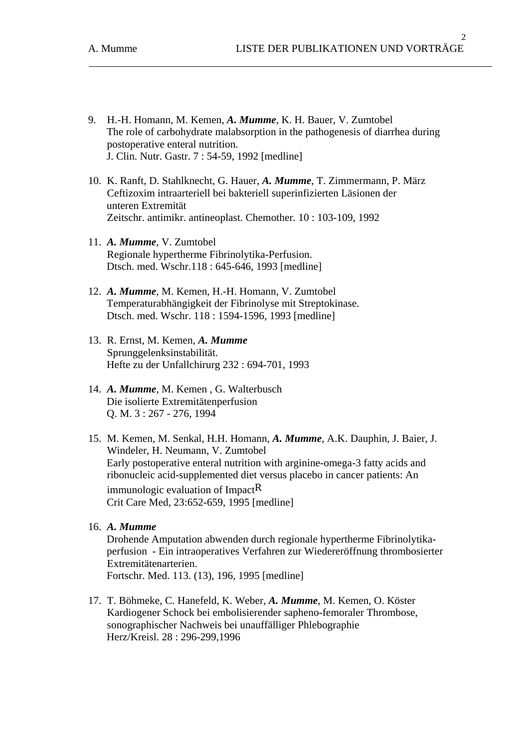9. H.-H. Homann, M. Kemen, ***A. Mumme***, K. H. Bauer, V. Zumtobel
   The role of carbohydrate malabsorption in the pathogenesis of diarrhea during postoperative enteral nutrition.
   J. Clin. Nutr. Gastr. 7 : 54-59, 1992 [medline]

10. K. Ranft, D. Stahlknecht, G. Hauer, ***A. Mumme***, T. Zimmermann, P. März
    Ceftizoxim intraarteriell bei bakteriell superinfizierten Läsionen der unteren Extremität
    Zeitschr. antimikr. antineoplast. Chemother. 10 : 103-109, 1992

11. ***A. Mumme***, V. Zumtobel
    Regionale hypertherme Fibrinolytika-Perfusion.
    Dtsch. med. Wschr.118 : 645-646, 1993 [medline]

12. ***A. Mumme***, M. Kemen, H.-H. Homann, V. Zumtobel
    Temperaturabhängigkeit der Fibrinolyse mit Streptokinase.
    Dtsch. med. Wschr. 118 : 1594-1596, 1993 [medline]

13. R. Ernst, M. Kemen, ***A. Mumme***
    Sprunggelenksinstabilität.
    Hefte zu der Unfallchirurg 232 : 694-701, 1993

14. ***A. Mumme***, M. Kemen , G. Walterbusch
    Die isolierte Extremitätenperfusion
    Q. M. 3 : 267 - 276, 1994

15. M. Kemen, M. Senkal, H.H. Homann, ***A. Mumme***, A.K. Dauphin, J. Baier, J. Windeler, H. Neumann, V. Zumtobel
    Early postoperative enteral nutrition with arginine-omega-3 fatty acids and ribonucleic acid-supplemented diet versus placebo in cancer patients: An immunologic evaluation of Impact[R]
    Crit Care Med, 23:652-659, 1995 [medline]

16. ***A. Mumme***
    Drohende Amputation abwenden durch regionale hypertherme Fibrinolytika-perfusion - Ein intraoperatives Verfahren zur Wiedereröffnung thrombosierter Extremitätenarterien.
    Fortschr. Med. 113. (13), 196, 1995 [medline]

17. T. Böhmeke, C. Hanefeld, K. Weber, ***A. Mumme***, M. Kemen, O. Köster
    Kardiogener Schock bei embolisierender sapheno-femoraler Thrombose, sonographischer Nachweis bei unauffälliger Phlebographie
    Herz/Kreisl. 28 : 296-299,1996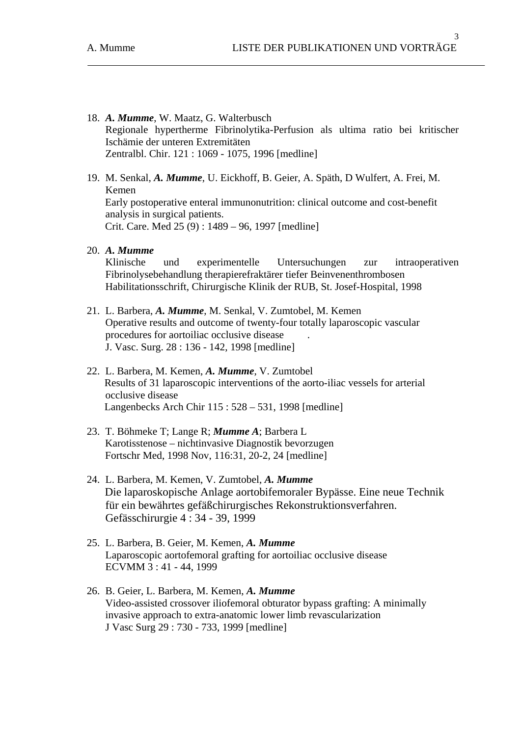18. ***A. Mumme***, W. Maatz, G. Walterbusch
    Regionale hypertherme Fibrinolytika-Perfusion als ultima ratio bei kritischer Ischämie der unteren Extremitäten
    Zentralbl. Chir. 121 : 1069 - 1075, 1996 [medline]

19. M. Senkal, ***A. Mumme***, U. Eickhoff, B. Geier, A. Späth, D Wulfert, A. Frei, M. Kemen
    Early postoperative enteral immunonutrition: clinical outcome and cost-benefit analysis in surgical patients.
    Crit. Care. Med 25 (9) : 1489 – 96, 1997 [medline]

20. ***A. Mumme***
    Klinische und experimentelle Untersuchungen zur intraoperativen Fibrinolysebehandlung therapierefraktärer tiefer Beinvenenthrombosen
    Habilitationsschrift, Chirurgische Klinik der RUB, St. Josef-Hospital, 1998

21. L. Barbera, ***A. Mumme***, M. Senkal, V. Zumtobel, M. Kemen
    Operative results and outcome of twenty-four totally laparoscopic vascular procedures for aortoiliac occlusive disease .
    J. Vasc. Surg. 28 : 136 - 142, 1998 [medline]

22. L. Barbera, M. Kemen, ***A. Mumme***, V. Zumtobel
    Results of 31 laparoscopic interventions of the aorto-iliac vessels for arterial occlusive disease
    Langenbecks Arch Chir 115 : 528 – 531, 1998 [medline]

23. T. Böhmeke T; Lange R; ***Mumme A***; Barbera L
    Karotisstenose – nichtinvasive Diagnostik bevorzugen
    Fortschr Med, 1998 Nov, 116:31, 20-2, 24 [medline]

24. L. Barbera, M. Kemen, V. Zumtobel, ***A. Mumme***
    Die laparoskopische Anlage aortobifemoraler Bypässe. Eine neue Technik für ein bewährtes gefäßchirurgisches Rekonstruktionsverfahren.
    Gefässchirurgie 4 : 34 - 39, 1999

25. L. Barbera, B. Geier, M. Kemen, ***A. Mumme***
    Laparoscopic aortofemoral grafting for aortoiliac occlusive disease
    ECVMM 3 : 41 - 44, 1999

26. B. Geier, L. Barbera, M. Kemen, ***A. Mumme***
    Video-assisted crossover iliofemoral obturator bypass grafting: A minimally invasive approach to extra-anatomic lower limb revascularization
    J Vasc Surg 29 : 730 - 733, 1999 [medline]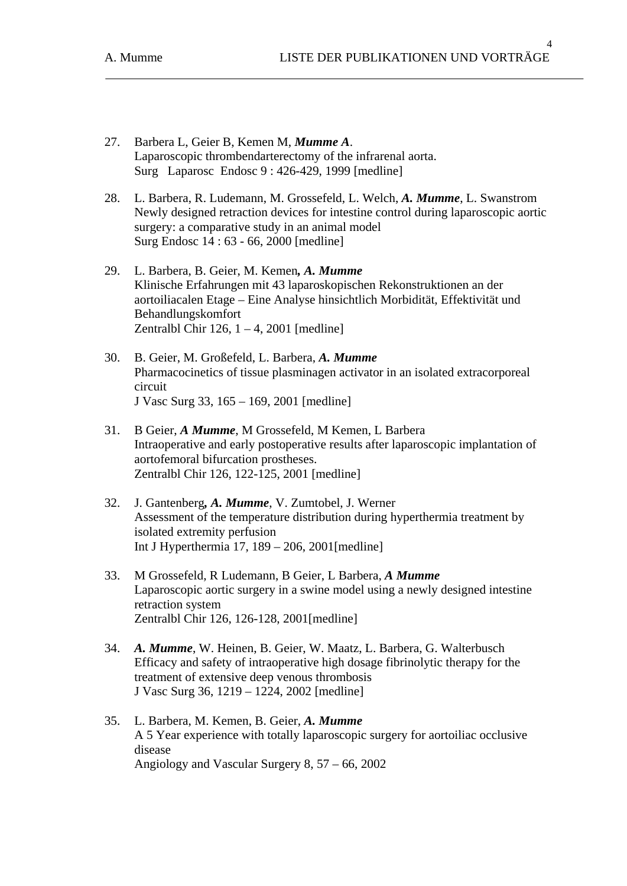27. Barbera L, Geier B, Kemen M, ***Mumme A***.
    Laparoscopic thrombendarterectomy of the infrarenal aorta.
    Surg Laparosc Endosc 9 : 426-429, 1999 [medline]

28. L. Barbera, R. Ludemann, M. Grossefeld, L. Welch, ***A. Mumme***, L. Swanstrom
    Newly designed retraction devices for intestine control during laparoscopic aortic surgery: a comparative study in an animal model
    Surg Endosc 14 : 63 - 66, 2000 [medline]

29. L. Barbera, B. Geier, M. Kemen***, A. Mumme***
    Klinische Erfahrungen mit 43 laparoskopischen Rekonstruktionen an der aortoiliacalen Etage – Eine Analyse hinsichtlich Morbidität, Effektivität und Behandlungskomfort
    Zentralbl Chir 126, 1 – 4, 2001 [medline]

30. B. Geier, M. Großefeld, L. Barbera, ***A. Mumme***
    Pharmacocinetics of tissue plasminagen activator in an isolated extracorporeal circuit
    J Vasc Surg 33, 165 – 169, 2001 [medline]

31. B Geier, ***A Mumme***, M Grossefeld, M Kemen, L Barbera
    Intraoperative and early postoperative results after laparoscopic implantation of aortofemoral bifurcation prostheses.
    Zentralbl Chir 126, 122-125, 2001 [medline]

32. J. Gantenberg***, A. Mumme***, V. Zumtobel, J. Werner
    Assessment of the temperature distribution during hyperthermia treatment by isolated extremity perfusion
    Int J Hyperthermia 17, 189 – 206, 2001[medline]

33. M Grossefeld, R Ludemann, B Geier, L Barbera, ***A Mumme***
    Laparoscopic aortic surgery in a swine model using a newly designed intestine retraction system
    Zentralbl Chir 126, 126-128, 2001[medline]

34. ***A. Mumme***, W. Heinen, B. Geier, W. Maatz, L. Barbera, G. Walterbusch
    Efficacy and safety of intraoperative high dosage fibrinolytic therapy for the treatment of extensive deep venous thrombosis
    J Vasc Surg 36, 1219 – 1224, 2002 [medline]

35. L. Barbera, M. Kemen, B. Geier, ***A. Mumme***
    A 5 Year experience with totally laparoscopic surgery for aortoiliac occlusive disease
    Angiology and Vascular Surgery 8, 57 – 66, 2002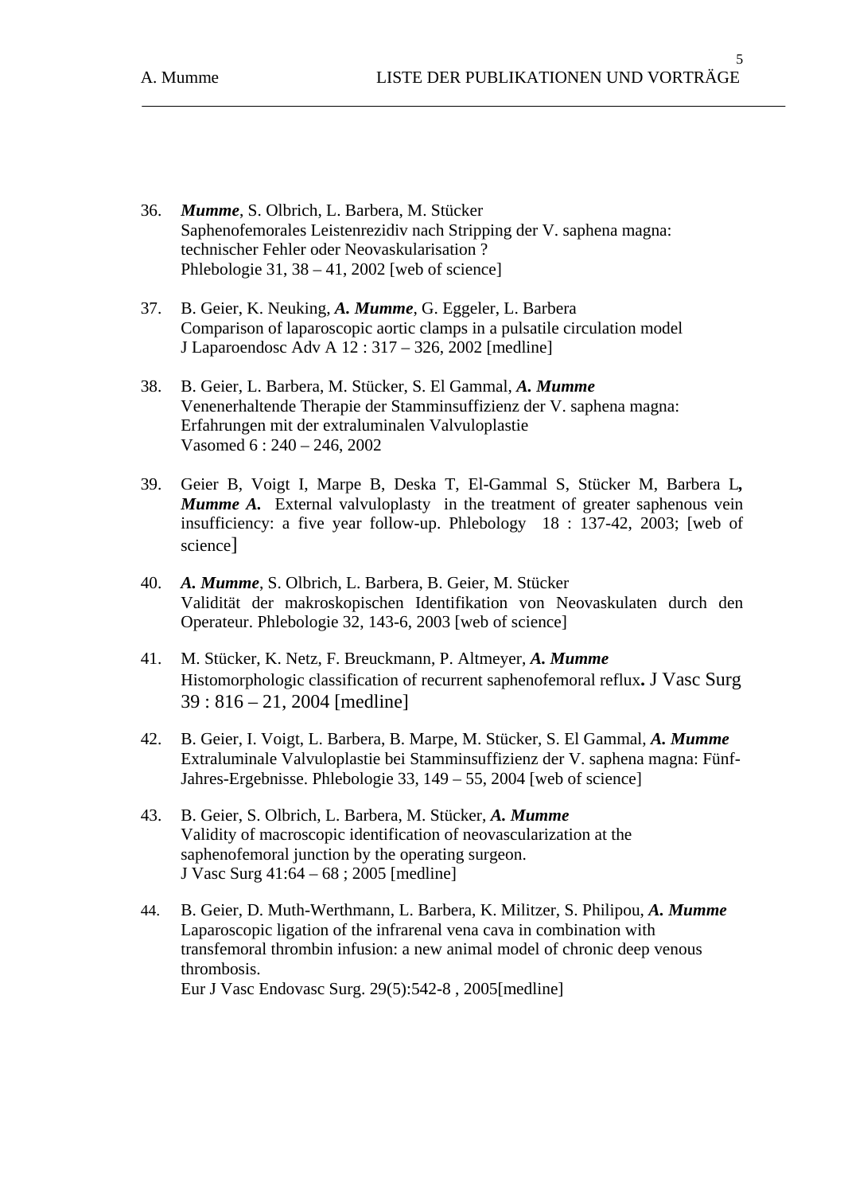36. ***Mumme***, S. Olbrich, L. Barbera, M. Stücker
    Saphenofemorales Leistenrezidiv nach Stripping der V. saphena magna: technischer Fehler oder Neovaskularisation ?
    Phlebologie 31, 38 – 41, 2002 [web of science]

37. B. Geier, K. Neuking, ***A. Mumme***, G. Eggeler, L. Barbera
    Comparison of laparoscopic aortic clamps in a pulsatile circulation model
    J Laparoendosc Adv A 12 : 317 – 326, 2002 [medline]

38. B. Geier, L. Barbera, M. Stücker, S. El Gammal, ***A. Mumme***
    Venenerhaltende Therapie der Stamminsuffizienz der V. saphena magna: Erfahrungen mit der extraluminalen Valvuloplastie
    Vasomed 6 : 240 – 246, 2002

39. Geier B, Voigt I, Marpe B, Deska T, El-Gammal S, Stücker M, Barbera L**,** ***Mumme A.*** External valvuloplasty in the treatment of greater saphenous vein insufficiency: a five year follow-up. Phlebology 18 : 137-42, 2003; [web of science]

40. ***A. Mumme***, S. Olbrich, L. Barbera, B. Geier, M. Stücker
    Validität der makroskopischen Identifikation von Neovaskulaten durch den Operateur. Phlebologie 32, 143-6, 2003 [web of science]

41. M. Stücker, K. Netz, F. Breuckmann, P. Altmeyer, ***A. Mumme***
    Histomorphologic classification of recurrent saphenofemoral reflux**.** J Vasc Surg 39 : 816 – 21, 2004 [medline]

42. B. Geier, I. Voigt, L. Barbera, B. Marpe, M. Stücker, S. El Gammal, ***A. Mumme***
    Extraluminale Valvuloplastie bei Stamminsuffizienz der V. saphena magna: Fünf-Jahres-Ergebnisse. Phlebologie 33, 149 – 55, 2004 [web of science]

43. B. Geier, S. Olbrich, L. Barbera, M. Stücker, ***A. Mumme***
    Validity of macroscopic identification of neovascularization at the saphenofemoral junction by the operating surgeon.
    J Vasc Surg 41:64 – 68 ; 2005 [medline]

44. B. Geier, D. Muth-Werthmann, L. Barbera, K. Militzer, S. Philipou, ***A. Mumme***
    Laparoscopic ligation of the infrarenal vena cava in combination with transfemoral thrombin infusion: a new animal model of chronic deep venous thrombosis.
    Eur J Vasc Endovasc Surg. 29(5):542-8 , 2005[medline]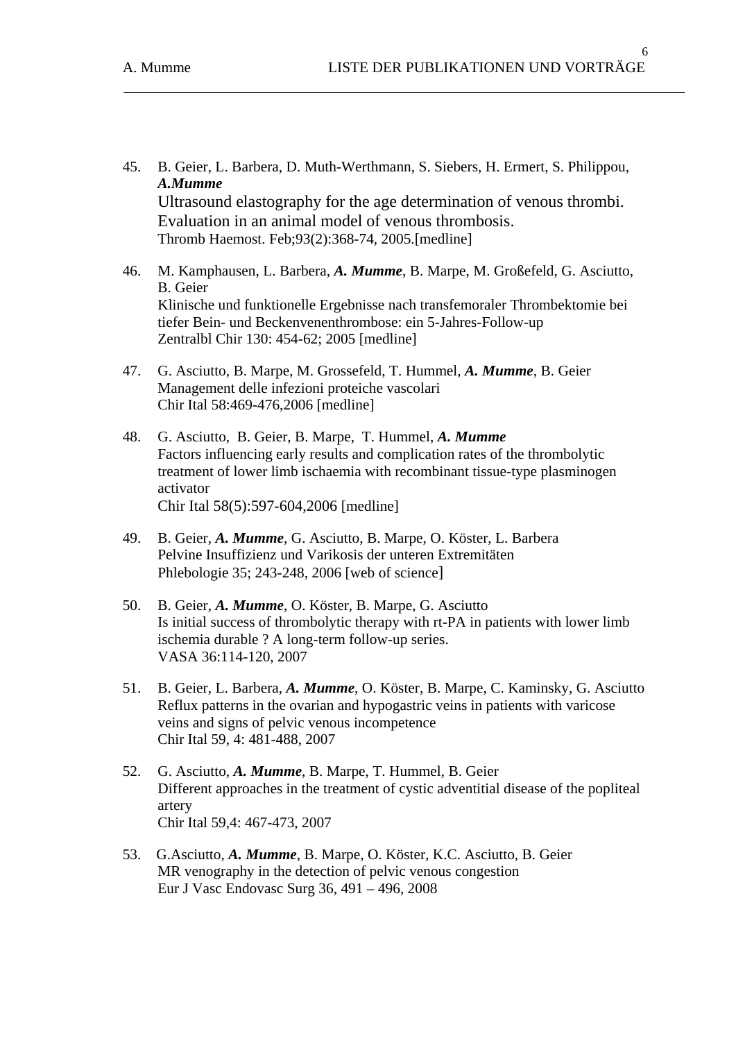45. B. Geier, L. Barbera, D. Muth-Werthmann, S. Siebers, H. Ermert, S. Philippou, ***A.Mumme***
    Ultrasound elastography for the age determination of venous thrombi. Evaluation in an animal model of venous thrombosis.
    Thromb Haemost. Feb;93(2):368-74, 2005.[medline]

46. M. Kamphausen, L. Barbera, ***A. Mumme***, B. Marpe, M. Großefeld, G. Asciutto, B. Geier
    Klinische und funktionelle Ergebnisse nach transfemoraler Thrombektomie bei tiefer Bein- und Beckenvenenthrombose: ein 5-Jahres-Follow-up
    Zentralbl Chir 130: 454-62; 2005 [medline]

47. G. Asciutto, B. Marpe, M. Grossefeld, T. Hummel, ***A. Mumme***, B. Geier
    Management delle infezioni proteiche vascolari
    Chir Ital 58:469-476,2006 [medline]

48. G. Asciutto, B. Geier, B. Marpe, T. Hummel, ***A. Mumme***
    Factors influencing early results and complication rates of the thrombolytic treatment of lower limb ischaemia with recombinant tissue-type plasminogen activator
    Chir Ital 58(5):597-604,2006 [medline]

49. B. Geier, ***A. Mumme***, G. Asciutto, B. Marpe, O. Köster, L. Barbera
    Pelvine Insuffizienz und Varikosis der unteren Extremitäten
    Phlebologie 35; 243-248, 2006 [web of science]

50. B. Geier, ***A. Mumme***, O. Köster, B. Marpe, G. Asciutto
    Is initial success of thrombolytic therapy with rt-PA in patients with lower limb ischemia durable ? A long-term follow-up series.
    VASA 36:114-120, 2007

51. B. Geier, L. Barbera, ***A. Mumme***, O. Köster, B. Marpe, C. Kaminsky, G. Asciutto
    Reflux patterns in the ovarian and hypogastric veins in patients with varicose veins and signs of pelvic venous incompetence
    Chir Ital 59, 4: 481-488, 2007

52. G. Asciutto, ***A. Mumme***, B. Marpe, T. Hummel, B. Geier
    Different approaches in the treatment of cystic adventitial disease of the popliteal artery
    Chir Ital 59,4: 467-473, 2007

53. G.Asciutto, ***A. Mumme***, B. Marpe, O. Köster, K.C. Asciutto, B. Geier
    MR venography in the detection of pelvic venous congestion
    Eur J Vasc Endovasc Surg 36, 491 – 496, 2008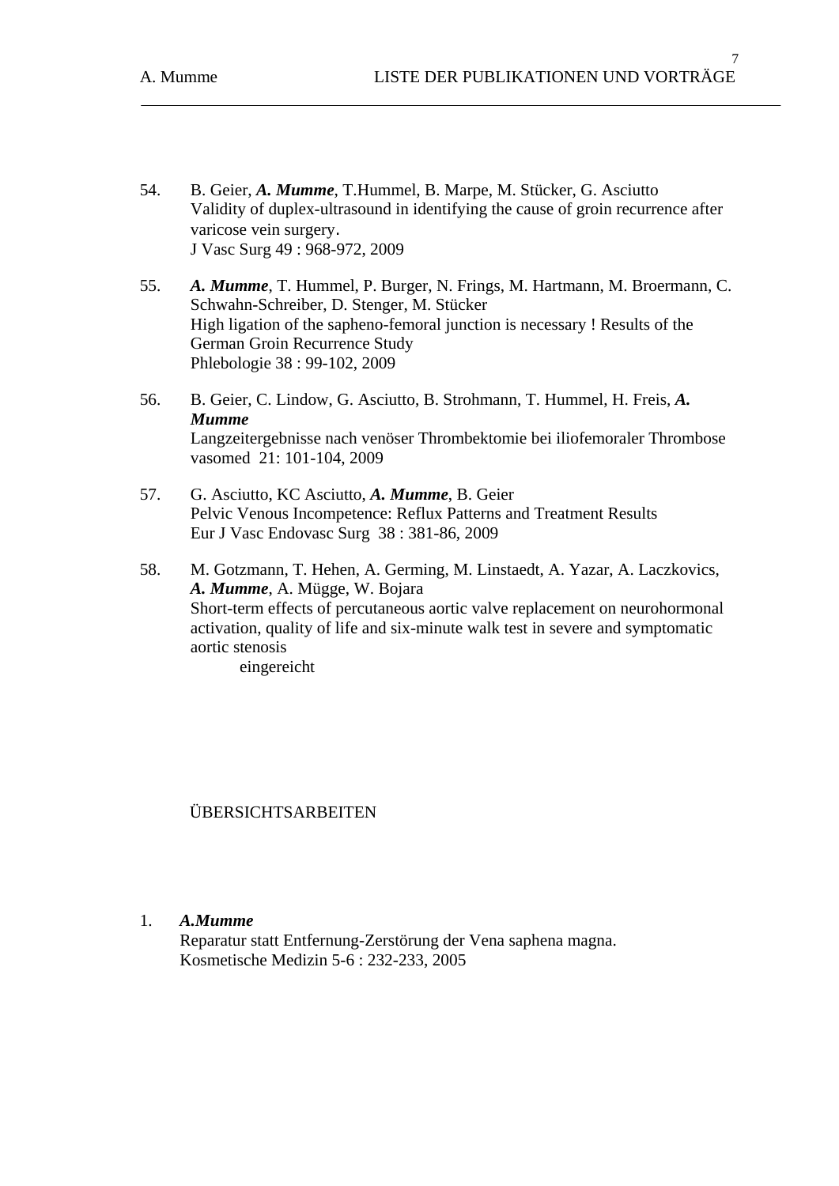54. B. Geier, ***A. Mumme***, T.Hummel, B. Marpe, M. Stücker, G. Asciutto
    Validity of duplex-ultrasound in identifying the cause of groin recurrence after varicose vein surgery.
    J Vasc Surg 49 : 968-972, 2009

55. ***A. Mumme***, T. Hummel, P. Burger, N. Frings, M. Hartmann, M. Broermann, C. Schwahn-Schreiber, D. Stenger, M. Stücker
    High ligation of the sapheno-femoral junction is necessary ! Results of the German Groin Recurrence Study
    Phlebologie 38 : 99-102, 2009

56. B. Geier, C. Lindow, G. Asciutto, B. Strohmann, T. Hummel, H. Freis, ***A. Mumme***
    Langzeitergebnisse nach venöser Thrombektomie bei iliofemoraler Thrombose
    vasomed 21: 101-104, 2009

57. G. Asciutto, KC Asciutto, ***A. Mumme***, B. Geier
    Pelvic Venous Incompetence: Reflux Patterns and Treatment Results
    Eur J Vasc Endovasc Surg 38 : 381-86, 2009

58. M. Gotzmann, T. Hehen, A. Germing, M. Linstaedt, A. Yazar, A. Laczkovics, ***A. Mumme***, A. Mügge, W. Bojara
    Short-term effects of percutaneous aortic valve replacement on neurohormonal activation, quality of life and six-minute walk test in severe and symptomatic aortic stenosis
    eingereicht

## ÜBERSICHTSARBEITEN

1. ***A.Mumme***
   Reparatur statt Entfernung-Zerstörung der Vena saphena magna.
   Kosmetische Medizin 5-6 : 232-233, 2005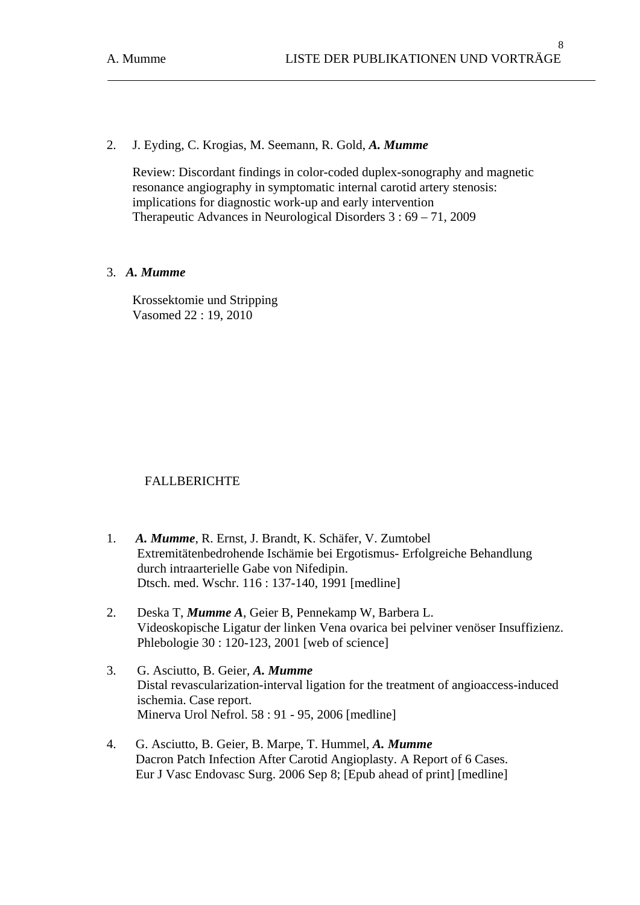2. J. Eyding, C. Krogias, M. Seemann, R. Gold, ***A. Mumme***

   Review: Discordant findings in color-coded duplex-sonography and magnetic resonance angiography in symptomatic internal carotid artery stenosis: implications for diagnostic work-up and early intervention
   Therapeutic Advances in Neurological Disorders 3 : 69 – 71, 2009

3. ***A. Mumme***

   Krossektomie und Stripping
   Vasomed 22 : 19, 2010

## FALLBERICHTE

1. ***A. Mumme***, R. Ernst, J. Brandt, K. Schäfer, V. Zumtobel
   Extremitätenbedrohende Ischämie bei Ergotismus- Erfolgreiche Behandlung durch intraarterielle Gabe von Nifedipin.
   Dtsch. med. Wschr. 116 : 137-140, 1991 [medline]

2. Deska T, ***Mumme A***, Geier B, Pennekamp W, Barbera L.
   Videoskopische Ligatur der linken Vena ovarica bei pelviner venöser Insuffizienz.
   Phlebologie 30 : 120-123, 2001 [web of science]

3. G. Asciutto, B. Geier, ***A. Mumme***
   Distal revascularization-interval ligation for the treatment of angioaccess-induced ischemia. Case report.
   Minerva Urol Nefrol. 58 : 91 - 95, 2006 [medline]

4. G. Asciutto, B. Geier, B. Marpe, T. Hummel, ***A. Mumme***
   Dacron Patch Infection After Carotid Angioplasty. A Report of 6 Cases.
   Eur J Vasc Endovasc Surg. 2006 Sep 8; [Epub ahead of print] [medline]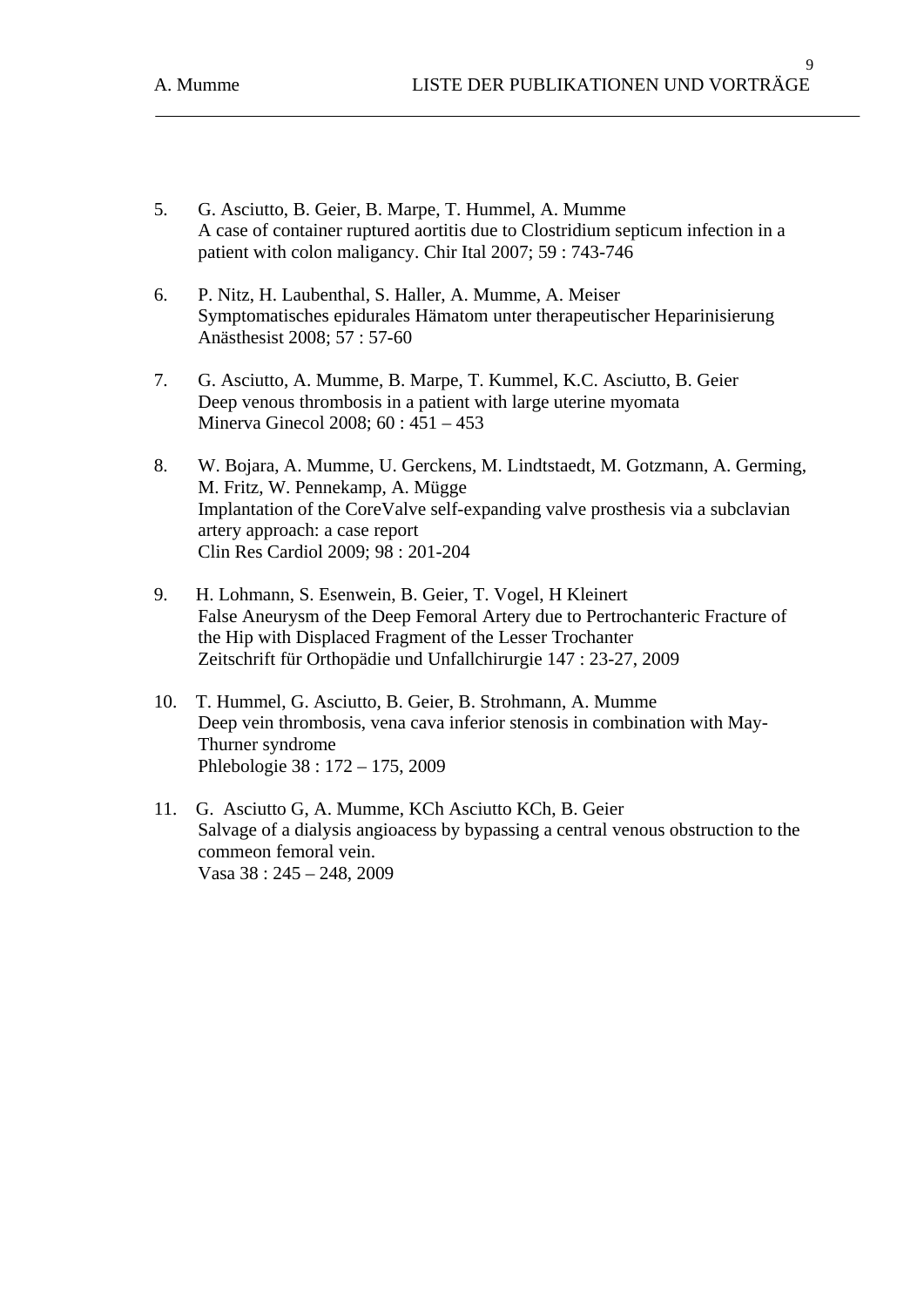5. G. Asciutto, B. Geier, B. Marpe, T. Hummel, A. Mumme
   A case of container ruptured aortitis due to Clostridium septicum infection in a patient with colon maligancy. Chir Ital 2007; 59 : 743-746

6. P. Nitz, H. Laubenthal, S. Haller, A. Mumme, A. Meiser
   Symptomatisches epidurales Hämatom unter therapeutischer Heparinisierung
   Anästhesist 2008; 57 : 57-60

7. G. Asciutto, A. Mumme, B. Marpe, T. Kummel, K.C. Asciutto, B. Geier
   Deep venous thrombosis in a patient with large uterine myomata
   Minerva Ginecol 2008; 60 : 451 – 453

8. W. Bojara, A. Mumme, U. Gerckens, M. Lindtstaedt, M. Gotzmann, A. Germing, M. Fritz, W. Pennekamp, A. Mügge
   Implantation of the CoreValve self-expanding valve prosthesis via a subclavian artery approach: a case report
   Clin Res Cardiol 2009; 98 : 201-204

9. H. Lohmann, S. Esenwein, B. Geier, T. Vogel, H Kleinert
   False Aneurysm of the Deep Femoral Artery due to Pertrochanteric Fracture of the Hip with Displaced Fragment of the Lesser Trochanter
   Zeitschrift für Orthopädie und Unfallchirurgie 147 : 23-27, 2009

10. T. Hummel, G. Asciutto, B. Geier, B. Strohmann, A. Mumme
    Deep vein thrombosis, vena cava inferior stenosis in combination with May-Thurner syndrome
    Phlebologie 38 : 172 – 175, 2009

11. G. Asciutto G, A. Mumme, KCh Asciutto KCh, B. Geier
    Salvage of a dialysis angioacess by bypassing a central venous obstruction to the commeon femoral vein.
    Vasa 38 : 245 – 248, 2009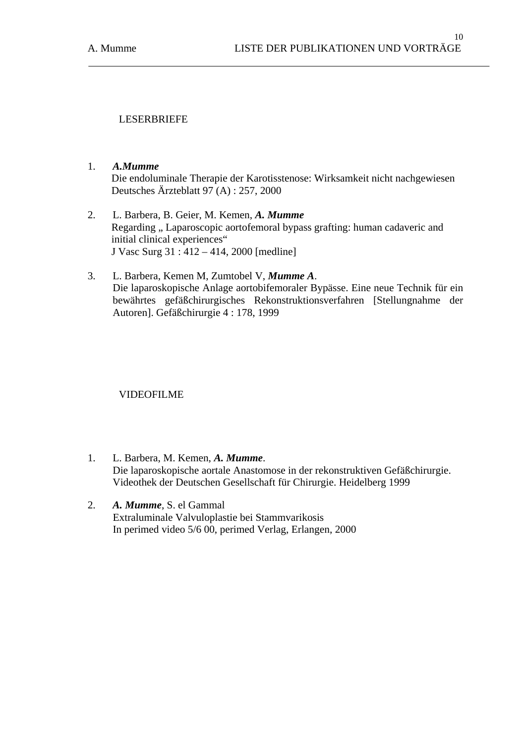## LESERBRIEFE

1. ***A.Mumme***
   Die endoluminale Therapie der Karotisstenose: Wirksamkeit nicht nachgewiesen
   Deutsches Ärzteblatt 97 (A) : 257, 2000

2. L. Barbera, B. Geier, M. Kemen, ***A. Mumme***
   Regarding „ Laparoscopic aortofemoral bypass grafting: human cadaveric and initial clinical experiences"
   J Vasc Surg 31 : 412 – 414, 2000 [medline]

3. L. Barbera, Kemen M, Zumtobel V, ***Mumme A***.
   Die laparoskopische Anlage aortobifemoraler Bypässe. Eine neue Technik für ein bewährtes gefäßchirurgisches Rekonstruktionsverfahren [Stellungnahme der Autoren]. Gefäßchirurgie 4 : 178, 1999

## VIDEOFILME

1. L. Barbera, M. Kemen, ***A. Mumme***.
   Die laparoskopische aortale Anastomose in der rekonstruktiven Gefäßchirurgie.
   Videothek der Deutschen Gesellschaft für Chirurgie. Heidelberg 1999

2. ***A. Mumme***, S. el Gammal
   Extraluminale Valvuloplastie bei Stammvarikosis
   In perimed video 5/6 00, perimed Verlag, Erlangen, 2000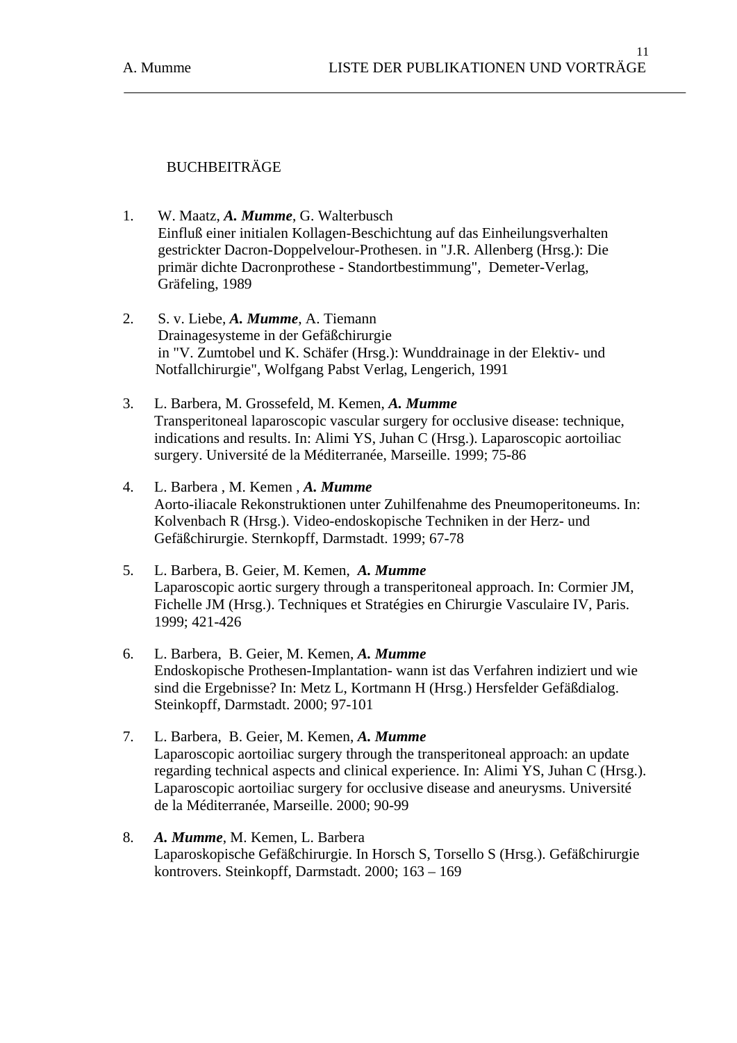## BUCHBEITRÄGE

1. W. Maatz, ***A. Mumme***, G. Walterbusch
   Einfluß einer initialen Kollagen-Beschichtung auf das Einheilungsverhalten gestrickter Dacron-Doppelvelour-Prothesen. in "J.R. Allenberg (Hrsg.): Die primär dichte Dacronprothese - Standortbestimmung", Demeter-Verlag, Gräfeling, 1989

2. S. v. Liebe, ***A. Mumme***, A. Tiemann
   Drainagesysteme in der Gefäßchirurgie
   in "V. Zumtobel und K. Schäfer (Hrsg.): Wunddrainage in der Elektiv- und Notfallchirurgie", Wolfgang Pabst Verlag, Lengerich, 1991

3. L. Barbera, M. Grossefeld, M. Kemen, ***A. Mumme***
   Transperitoneal laparoscopic vascular surgery for occlusive disease: technique, indications and results. In: Alimi YS, Juhan C (Hrsg.). Laparoscopic aortoiliac surgery. Université de la Méditerranée, Marseille. 1999; 75-86

4. L. Barbera , M. Kemen , ***A. Mumme***
   Aorto-iliacale Rekonstruktionen unter Zuhilfenahme des Pneumoperitoneums. In: Kolvenbach R (Hrsg.). Video-endoskopische Techniken in der Herz- und Gefäßchirurgie. Sternkopff, Darmstadt. 1999; 67-78

5. L. Barbera, B. Geier, M. Kemen, ***A. Mumme***
   Laparoscopic aortic surgery through a transperitoneal approach. In: Cormier JM, Fichelle JM (Hrsg.). Techniques et Stratégies en Chirurgie Vasculaire IV, Paris. 1999; 421-426

6. L. Barbera, B. Geier, M. Kemen, ***A. Mumme***
   Endoskopische Prothesen-Implantation- wann ist das Verfahren indiziert und wie sind die Ergebnisse? In: Metz L, Kortmann H (Hrsg.) Hersfelder Gefäßdialog. Steinkopff, Darmstadt. 2000; 97-101

7. L. Barbera, B. Geier, M. Kemen, ***A. Mumme***
   Laparoscopic aortoiliac surgery through the transperitoneal approach: an update regarding technical aspects and clinical experience. In: Alimi YS, Juhan C (Hrsg.). Laparoscopic aortoiliac surgery for occlusive disease and aneurysms. Université de la Méditerranée, Marseille. 2000; 90-99

8. ***A. Mumme***, M. Kemen, L. Barbera
   Laparoskopische Gefäßchirurgie. In Horsch S, Torsello S (Hrsg.). Gefäßchirurgie kontrovers. Steinkopff, Darmstadt. 2000; 163 – 169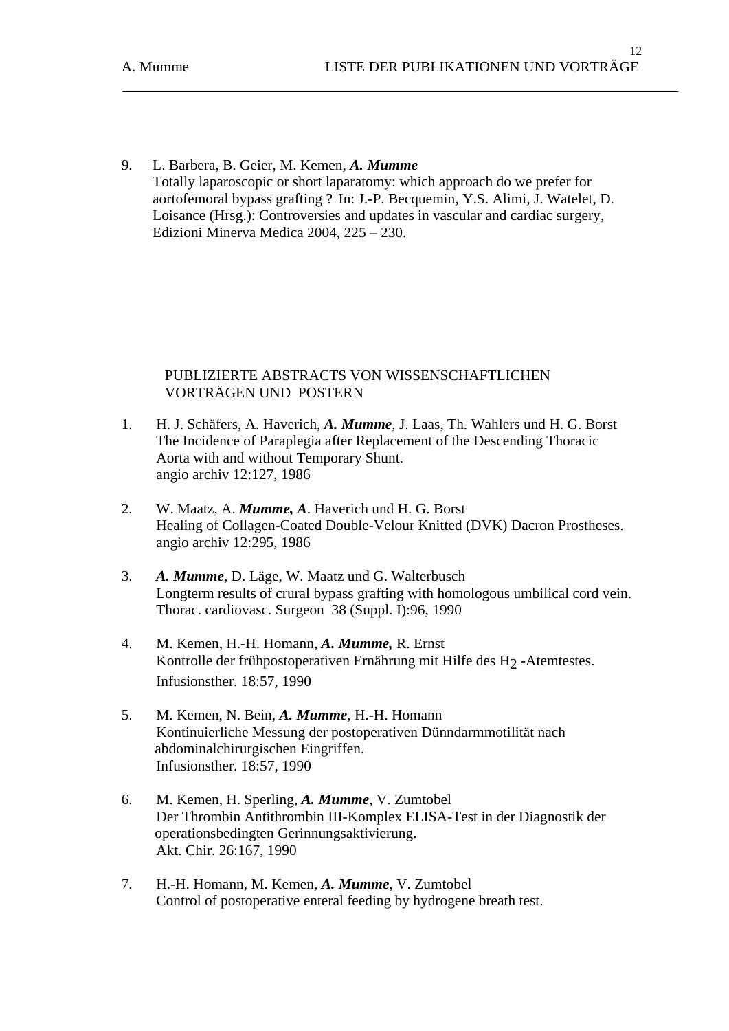9. L. Barbera, B. Geier, M. Kemen, ***A. Mumme***
Totally laparoscopic or short laparatomy: which approach do we prefer for aortofemoral bypass grafting ? In: J.-P. Becquemin, Y.S. Alimi, J. Watelet, D. Loisance (Hrsg.): Controversies and updates in vascular and cardiac surgery, Edizioni Minerva Medica 2004, 225 – 230.

## PUBLIZIERTE ABSTRACTS VON WISSENSCHAFTLICHEN VORTRÄGEN UND POSTERN

1. H. J. Schäfers, A. Haverich, ***A. Mumme***, J. Laas, Th. Wahlers und H. G. Borst
The Incidence of Paraplegia after Replacement of the Descending Thoracic Aorta with and without Temporary Shunt.
angio archiv 12:127, 1986

2. W. Maatz, A. ***Mumme, A***. Haverich und H. G. Borst
Healing of Collagen-Coated Double-Velour Knitted (DVK) Dacron Prostheses.
angio archiv 12:295, 1986

3. ***A. Mumme***, D. Läge, W. Maatz und G. Walterbusch
Longterm results of crural bypass grafting with homologous umbilical cord vein.
Thorac. cardiovasc. Surgeon 38 (Suppl. I):96, 1990

4. M. Kemen, H.-H. Homann, ***A. Mumme,*** R. Ernst
Kontrolle der frühpostoperativen Ernährung mit Hilfe des $H_2$ -Atemtestes.
Infusionsther. 18:57, 1990

5. M. Kemen, N. Bein, ***A. Mumme***, H.-H. Homann
Kontinuierliche Messung der postoperativen Dünndarmmotilität nach abdominalchirurgischen Eingriffen.
Infusionsther. 18:57, 1990

6. M. Kemen, H. Sperling, ***A. Mumme***, V. Zumtobel
Der Thrombin Antithrombin III-Komplex ELISA-Test in der Diagnostik der operationsbedingten Gerinnungsaktivierung.
Akt. Chir. 26:167, 1990

7. H.-H. Homann, M. Kemen, ***A. Mumme***, V. Zumtobel
Control of postoperative enteral feeding by hydrogene breath test.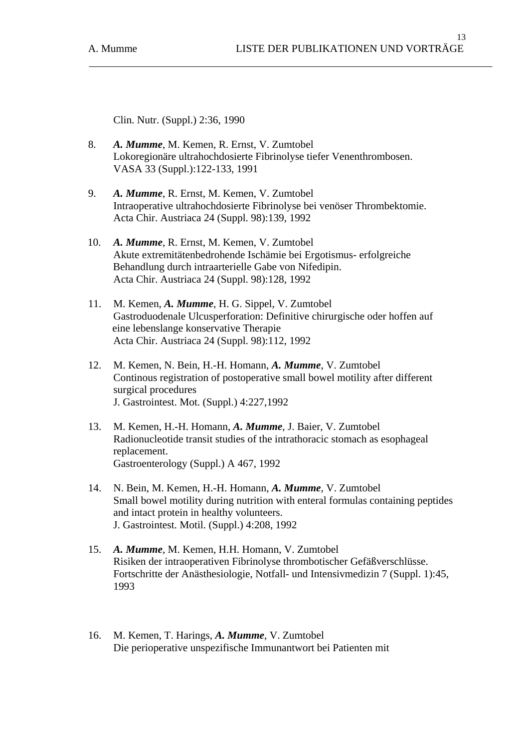Clin. Nutr. (Suppl.) 2:36, 1990

8. ***A. Mumme***, M. Kemen, R. Ernst, V. Zumtobel
   Lokoregionäre ultrahochdosierte Fibrinolyse tiefer Venenthrombosen.
   VASA 33 (Suppl.):122-133, 1991

9. ***A. Mumme***, R. Ernst, M. Kemen, V. Zumtobel
   Intraoperative ultrahochdosierte Fibrinolyse bei venöser Thrombektomie.
   Acta Chir. Austriaca 24 (Suppl. 98):139, 1992

10. ***A. Mumme***, R. Ernst, M. Kemen, V. Zumtobel
    Akute extremitätenbedrohende Ischämie bei Ergotismus- erfolgreiche Behandlung durch intraarterielle Gabe von Nifedipin.
    Acta Chir. Austriaca 24 (Suppl. 98):128, 1992

11. M. Kemen, ***A. Mumme***, H. G. Sippel, V. Zumtobel
    Gastroduodenale Ulcusperforation: Definitive chirurgische oder hoffen auf eine lebenslange konservative Therapie
    Acta Chir. Austriaca 24 (Suppl. 98):112, 1992

12. M. Kemen, N. Bein, H.-H. Homann, ***A. Mumme***, V. Zumtobel
    Continous registration of postoperative small bowel motility after different surgical procedures
    J. Gastrointest. Mot. (Suppl.) 4:227,1992

13. M. Kemen, H.-H. Homann, ***A. Mumme***, J. Baier, V. Zumtobel
    Radionucleotide transit studies of the intrathoracic stomach as esophageal replacement.
    Gastroenterology (Suppl.) A 467, 1992

14. N. Bein, M. Kemen, H.-H. Homann, ***A. Mumme***, V. Zumtobel
    Small bowel motility during nutrition with enteral formulas containing peptides and intact protein in healthy volunteers.
    J. Gastrointest. Motil. (Suppl.) 4:208, 1992

15. ***A. Mumme***, M. Kemen, H.H. Homann, V. Zumtobel
    Risiken der intraoperativen Fibrinolyse thrombotischer Gefäßverschlüsse.
    Fortschritte der Anästhesiologie, Notfall- und Intensivmedizin 7 (Suppl. 1):45, 1993

16. M. Kemen, T. Harings, ***A. Mumme***, V. Zumtobel
    Die perioperative unspezifische Immunantwort bei Patienten mit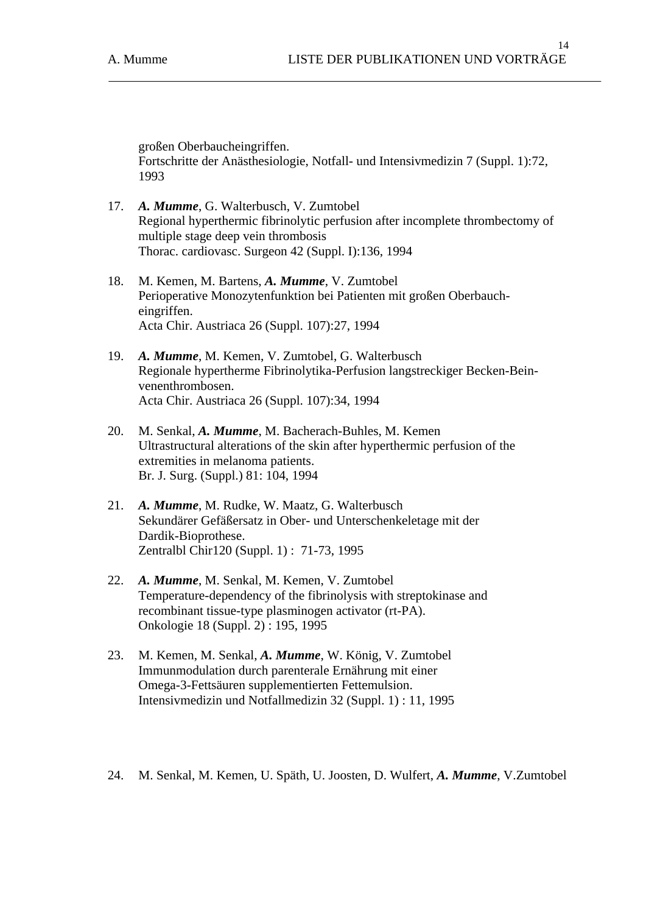großen Oberbaucheingriffen.
Fortschritte der Anästhesiologie, Notfall- und Intensivmedizin 7 (Suppl. 1):72, 1993

17. ***A. Mumme***, G. Walterbusch, V. Zumtobel
Regional hyperthermic fibrinolytic perfusion after incomplete thrombectomy of multiple stage deep vein thrombosis
Thorac. cardiovasc. Surgeon 42 (Suppl. I):136, 1994

18. M. Kemen, M. Bartens, ***A. Mumme***, V. Zumtobel
Perioperative Monozytenfunktion bei Patienten mit großen Oberbauch-eingriffen.
Acta Chir. Austriaca 26 (Suppl. 107):27, 1994

19. ***A. Mumme***, M. Kemen, V. Zumtobel, G. Walterbusch
Regionale hypertherme Fibrinolytika-Perfusion langstreckiger Becken-Bein-venenthrombosen.
Acta Chir. Austriaca 26 (Suppl. 107):34, 1994

20. M. Senkal, ***A. Mumme***, M. Bacherach-Buhles, M. Kemen
Ultrastructural alterations of the skin after hyperthermic perfusion of the extremities in melanoma patients.
Br. J. Surg. (Suppl.) 81: 104, 1994

21. ***A. Mumme***, M. Rudke, W. Maatz, G. Walterbusch
Sekundärer Gefäßersatz in Ober- und Unterschenkeletage mit der Dardik-Bioprothese.
Zentralbl Chir120 (Suppl. 1) : 71-73, 1995

22. ***A. Mumme***, M. Senkal, M. Kemen, V. Zumtobel
Temperature-dependency of the fibrinolysis with streptokinase and recombinant tissue-type plasminogen activator (rt-PA).
Onkologie 18 (Suppl. 2) : 195, 1995

23. M. Kemen, M. Senkal, ***A. Mumme***, W. König, V. Zumtobel
Immunmodulation durch parenterale Ernährung mit einer Omega-3-Fettsäuren supplementierten Fettemulsion.
Intensivmedizin und Notfallmedizin 32 (Suppl. 1) : 11, 1995

24. M. Senkal, M. Kemen, U. Späth, U. Joosten, D. Wulfert, ***A. Mumme***, V.Zumtobel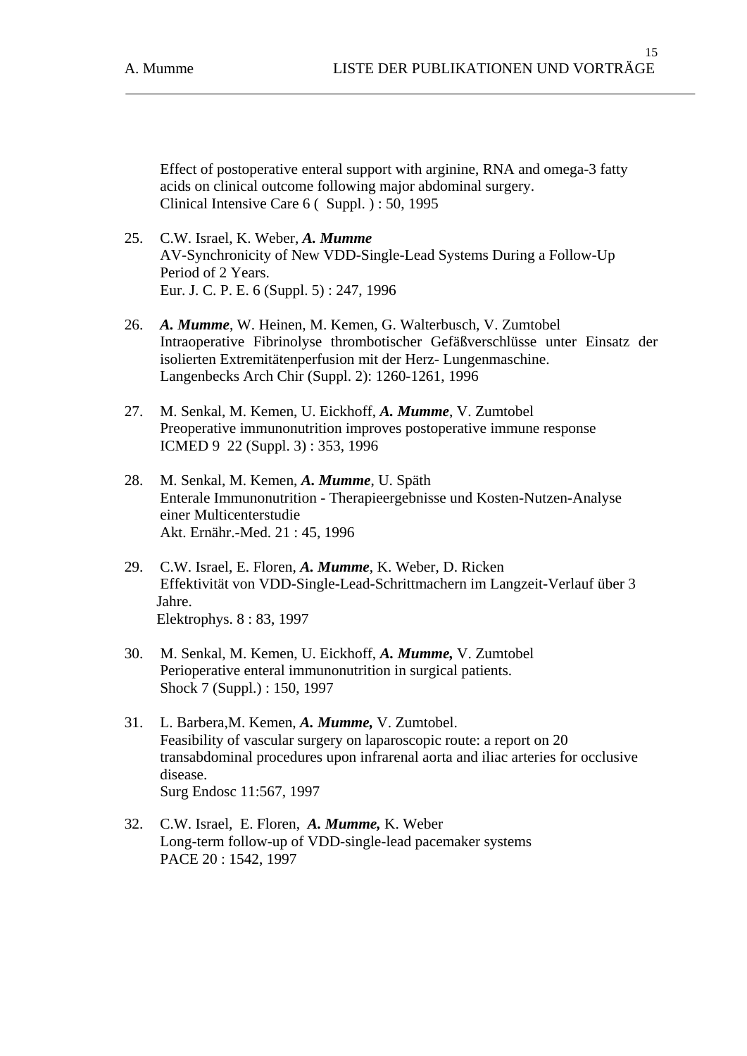Effect of postoperative enteral support with arginine, RNA and omega-3 fatty acids on clinical outcome following major abdominal surgery.
Clinical Intensive Care 6 (  Suppl. ) : 50, 1995

25. C.W. Israel, K. Weber, ***A. Mumme***
AV-Synchronicity of New VDD-Single-Lead Systems During a Follow-Up Period of 2 Years.
Eur. J. C. P. E. 6 (Suppl. 5) : 247, 1996

26. ***A. Mumme***, W. Heinen, M. Kemen, G. Walterbusch, V. Zumtobel
Intraoperative Fibrinolyse thrombotischer Gefäßverschlüsse unter Einsatz der isolierten Extremitätenperfusion mit der Herz- Lungenmaschine.
Langenbecks Arch Chir (Suppl. 2): 1260-1261, 1996

27. M. Senkal, M. Kemen, U. Eickhoff, ***A. Mumme***, V. Zumtobel
Preoperative immunonutrition improves postoperative immune response
ICMED 9  22 (Suppl. 3) : 353, 1996

28. M. Senkal, M. Kemen, ***A. Mumme***, U. Späth
Enterale Immunonutrition - Therapieergebnisse und Kosten-Nutzen-Analyse einer Multicenterstudie
Akt. Ernähr.-Med. 21 : 45, 1996

29. C.W. Israel, E. Floren, ***A. Mumme***, K. Weber, D. Ricken
Effektivität von VDD-Single-Lead-Schrittmachern im Langzeit-Verlauf über 3 Jahre.
Elektrophys. 8 : 83, 1997

30. M. Senkal, M. Kemen, U. Eickhoff, ***A. Mumme,*** V. Zumtobel
Perioperative enteral immunonutrition in surgical patients.
Shock 7 (Suppl.) : 150, 1997

31. L. Barbera,M. Kemen, ***A. Mumme,*** V. Zumtobel.
Feasibility of vascular surgery on laparoscopic route: a report on 20 transabdominal procedures upon infrarenal aorta and iliac arteries for occlusive disease.
Surg Endosc 11:567, 1997

32. C.W. Israel,  E. Floren,  ***A. Mumme,*** K. Weber
Long-term follow-up of VDD-single-lead pacemaker systems
PACE 20 : 1542, 1997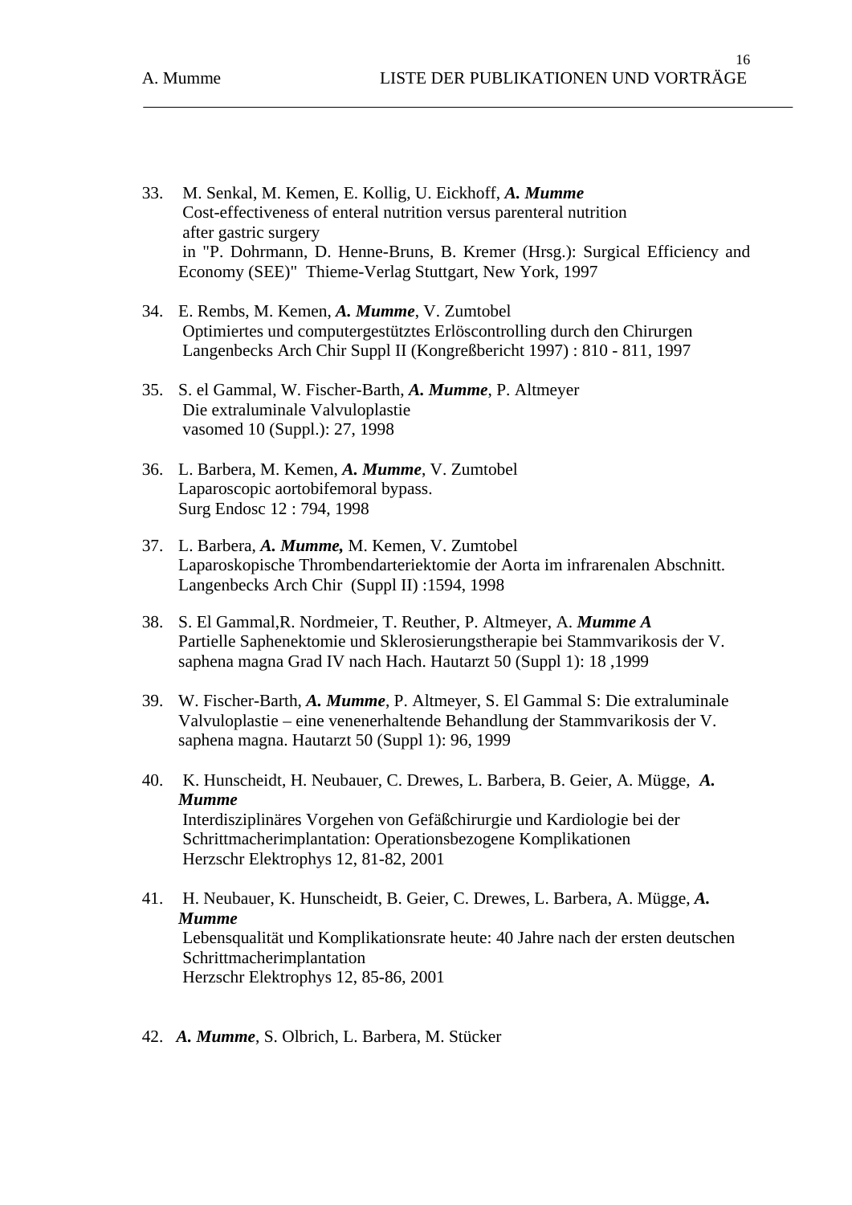33. M. Senkal, M. Kemen, E. Kollig, U. Eickhoff, ***A. Mumme***
    Cost-effectiveness of enteral nutrition versus parenteral nutrition after gastric surgery
    in "P. Dohrmann, D. Henne-Bruns, B. Kremer (Hrsg.): Surgical Efficiency and Economy (SEE)" Thieme-Verlag Stuttgart, New York, 1997

34. E. Rembs, M. Kemen, ***A. Mumme***, V. Zumtobel
    Optimiertes und computergestütztes Erlöscontrolling durch den Chirurgen
    Langenbecks Arch Chir Suppl II (Kongreßbericht 1997) : 810 - 811, 1997

35. S. el Gammal, W. Fischer-Barth, ***A. Mumme***, P. Altmeyer
    Die extraluminale Valvuloplastie
    vasomed 10 (Suppl.): 27, 1998

36. L. Barbera, M. Kemen, ***A. Mumme***, V. Zumtobel
    Laparoscopic aortobifemoral bypass.
    Surg Endosc 12 : 794, 1998

37. L. Barbera, ***A. Mumme,*** M. Kemen, V. Zumtobel
    Laparoskopische Thrombendarteriektomie der Aorta im infrarenalen Abschnitt.
    Langenbecks Arch Chir (Suppl II) :1594, 1998

38. S. El Gammal,R. Nordmeier, T. Reuther, P. Altmeyer, A. ***Mumme A***
    Partielle Saphenektomie und Sklerosierungstherapie bei Stammvarikosis der V. saphena magna Grad IV nach Hach. Hautarzt 50 (Suppl 1): 18 ,1999

39. W. Fischer-Barth, ***A. Mumme***, P. Altmeyer, S. El Gammal S: Die extraluminale Valvuloplastie – eine venenerhaltende Behandlung der Stammvarikosis der V. saphena magna. Hautarzt 50 (Suppl 1): 96, 1999

40. K. Hunscheidt, H. Neubauer, C. Drewes, L. Barbera, B. Geier, A. Mügge, ***A. Mumme***
    Interdisziplinäres Vorgehen von Gefäßchirurgie und Kardiologie bei der Schrittmacherimplantation: Operationsbezogene Komplikationen
    Herzschr Elektrophys 12, 81-82, 2001

41. H. Neubauer, K. Hunscheidt, B. Geier, C. Drewes, L. Barbera, A. Mügge, ***A. Mumme***
    Lebensqualität und Komplikationsrate heute: 40 Jahre nach der ersten deutschen Schrittmacherimplantation
    Herzschr Elektrophys 12, 85-86, 2001

42. ***A. Mumme***, S. Olbrich, L. Barbera, M. Stücker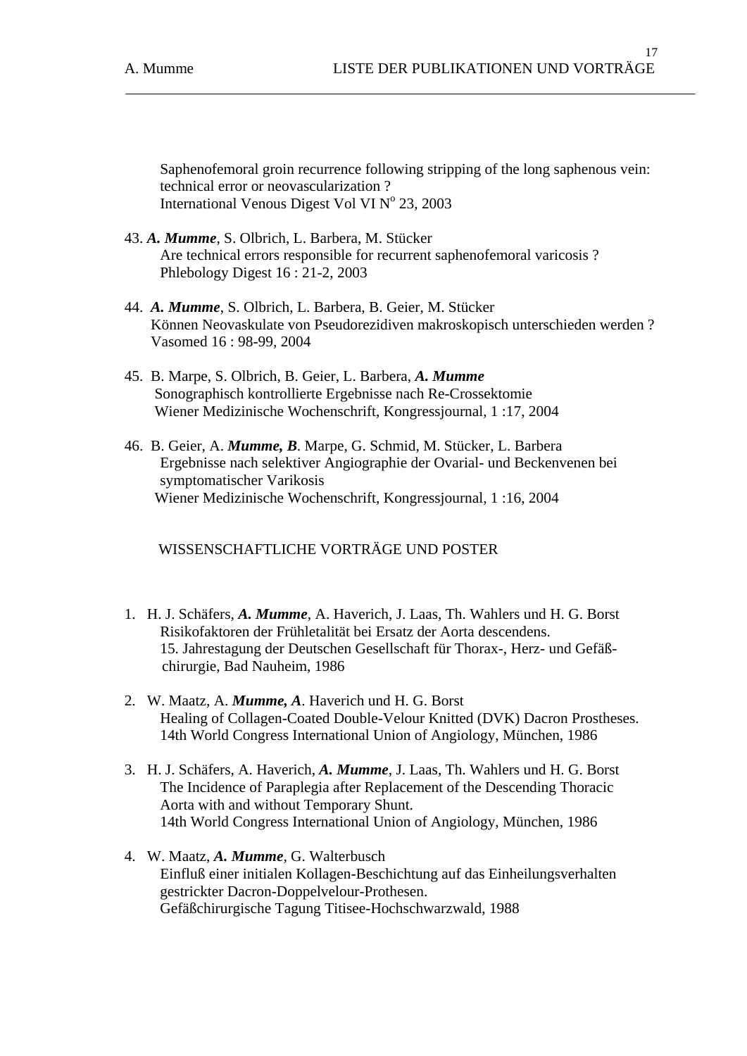Saphenofemoral groin recurrence following stripping of the long saphenous vein: technical error or neovascularization ?
International Venous Digest Vol VI N° 23, 2003

43. ***A. Mumme***, S. Olbrich, L. Barbera, M. Stücker
Are technical errors responsible for recurrent saphenofemoral varicosis ?
Phlebology Digest 16 : 21-2, 2003

44. ***A. Mumme***, S. Olbrich, L. Barbera, B. Geier, M. Stücker
Können Neovaskulate von Pseudorezidiven makroskopisch unterschieden werden ?
Vasomed 16 : 98-99, 2004

45. B. Marpe, S. Olbrich, B. Geier, L. Barbera, ***A. Mumme***
Sonographisch kontrollierte Ergebnisse nach Re-Crossektomie
Wiener Medizinische Wochenschrift, Kongressjournal, 1 :17, 2004

46. B. Geier, A. ***Mumme, B***. Marpe, G. Schmid, M. Stücker, L. Barbera
Ergebnisse nach selektiver Angiographie der Ovarial- und Beckenvenen bei symptomatischer Varikosis
Wiener Medizinische Wochenschrift, Kongressjournal, 1 :16, 2004

## WISSENSCHAFTLICHE VORTRÄGE UND POSTER

1. H. J. Schäfers, ***A. Mumme***, A. Haverich, J. Laas, Th. Wahlers und H. G. Borst
Risikofaktoren der Frühletalität bei Ersatz der Aorta descendens.
15. Jahrestagung der Deutschen Gesellschaft für Thorax-, Herz- und Gefäß-chirurgie, Bad Nauheim, 1986

2. W. Maatz, A. ***Mumme, A***. Haverich und H. G. Borst
Healing of Collagen-Coated Double-Velour Knitted (DVK) Dacron Prostheses.
14th World Congress International Union of Angiology, München, 1986

3. H. J. Schäfers, A. Haverich, ***A. Mumme***, J. Laas, Th. Wahlers und H. G. Borst
The Incidence of Paraplegia after Replacement of the Descending Thoracic Aorta with and without Temporary Shunt.
14th World Congress International Union of Angiology, München, 1986

4. W. Maatz, ***A. Mumme***, G. Walterbusch
Einfluß einer initialen Kollagen-Beschichtung auf das Einheilungsverhalten gestrickter Dacron-Doppelvelour-Prothesen.
Gefäßchirurgische Tagung Titisee-Hochschwarzwald, 1988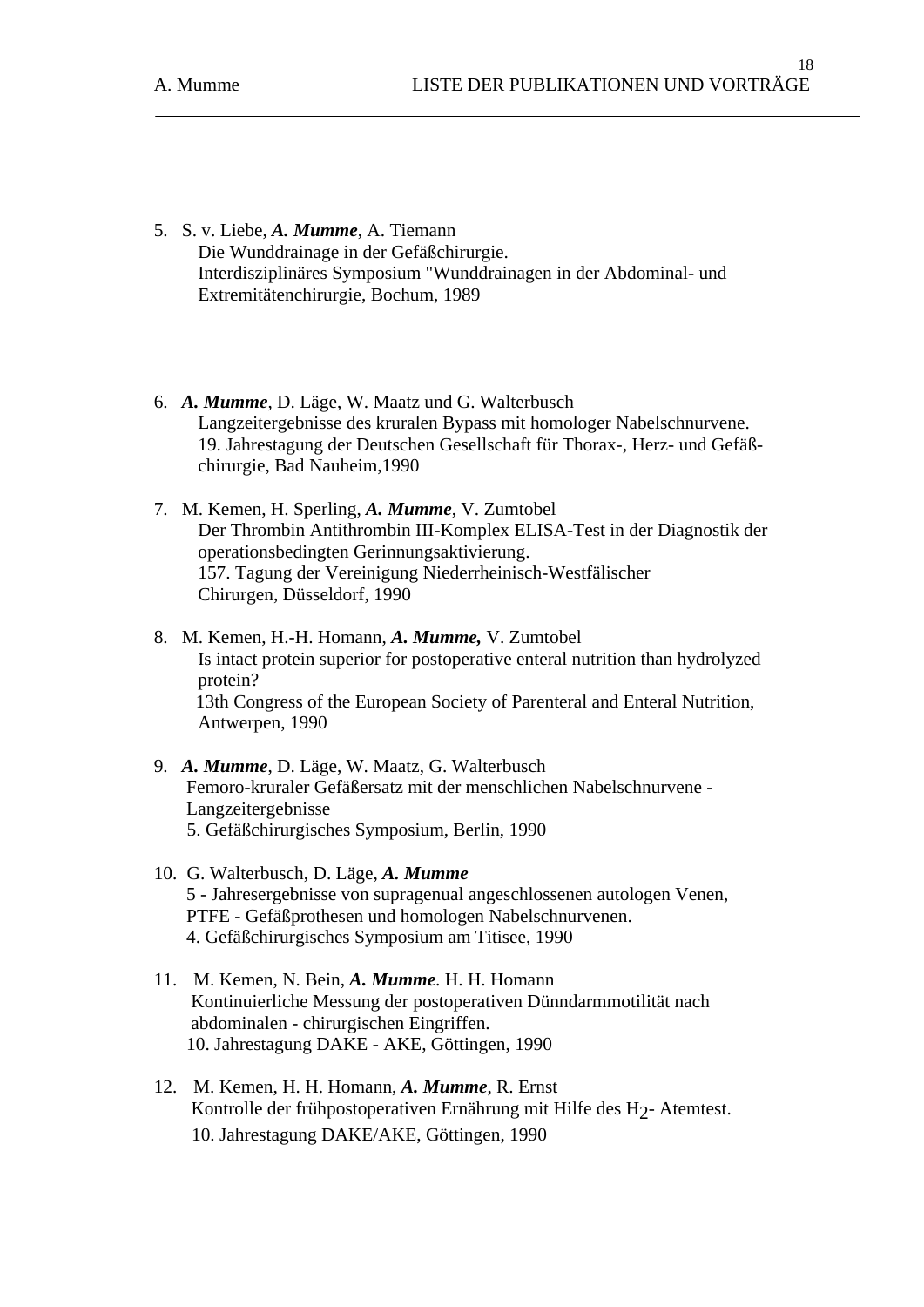5. S. v. Liebe, ***A. Mumme***, A. Tiemann
   Die Wunddrainage in der Gefäßchirurgie.
   Interdisziplinäres Symposium "Wunddrainagen in der Abdominal- und Extremitätenchirurgie, Bochum, 1989

6. ***A. Mumme***, D. Läge, W. Maatz und G. Walterbusch
   Langzeitergebnisse des kruralen Bypass mit homologer Nabelschnurvene.
   19. Jahrestagung der Deutschen Gesellschaft für Thorax-, Herz- und Gefäß-chirurgie, Bad Nauheim,1990

7. M. Kemen, H. Sperling, ***A. Mumme***, V. Zumtobel
   Der Thrombin Antithrombin III-Komplex ELISA-Test in der Diagnostik der operationsbedingten Gerinnungsaktivierung.
   157. Tagung der Vereinigung Niederrheinisch-Westfälischer Chirurgen, Düsseldorf, 1990

8. M. Kemen, H.-H. Homann, ***A. Mumme,*** V. Zumtobel
   Is intact protein superior for postoperative enteral nutrition than hydrolyzed protein?
   13th Congress of the European Society of Parenteral and Enteral Nutrition, Antwerpen, 1990

9. ***A. Mumme***, D. Läge, W. Maatz, G. Walterbusch
   Femoro-kruraler Gefäßersatz mit der menschlichen Nabelschnurvene - Langzeitergebnisse
   5. Gefäßchirurgisches Symposium, Berlin, 1990

10. G. Walterbusch, D. Läge, ***A. Mumme***
    5 - Jahresergebnisse von supragenual angeschlossenen autologen Venen, PTFE - Gefäßprothesen und homologen Nabelschnurvenen.
    4. Gefäßchirurgisches Symposium am Titisee, 1990

11. M. Kemen, N. Bein, ***A. Mumme***. H. H. Homann
    Kontinuierliche Messung der postoperativen Dünndarmmotilität nach abdominalen - chirurgischen Eingriffen.
    10. Jahrestagung DAKE - AKE, Göttingen, 1990

12. M. Kemen, H. H. Homann, ***A. Mumme***, R. Ernst
    Kontrolle der frühpostoperativen Ernährung mit Hilfe des $H_2$- Atemtest.
    10. Jahrestagung DAKE/AKE, Göttingen, 1990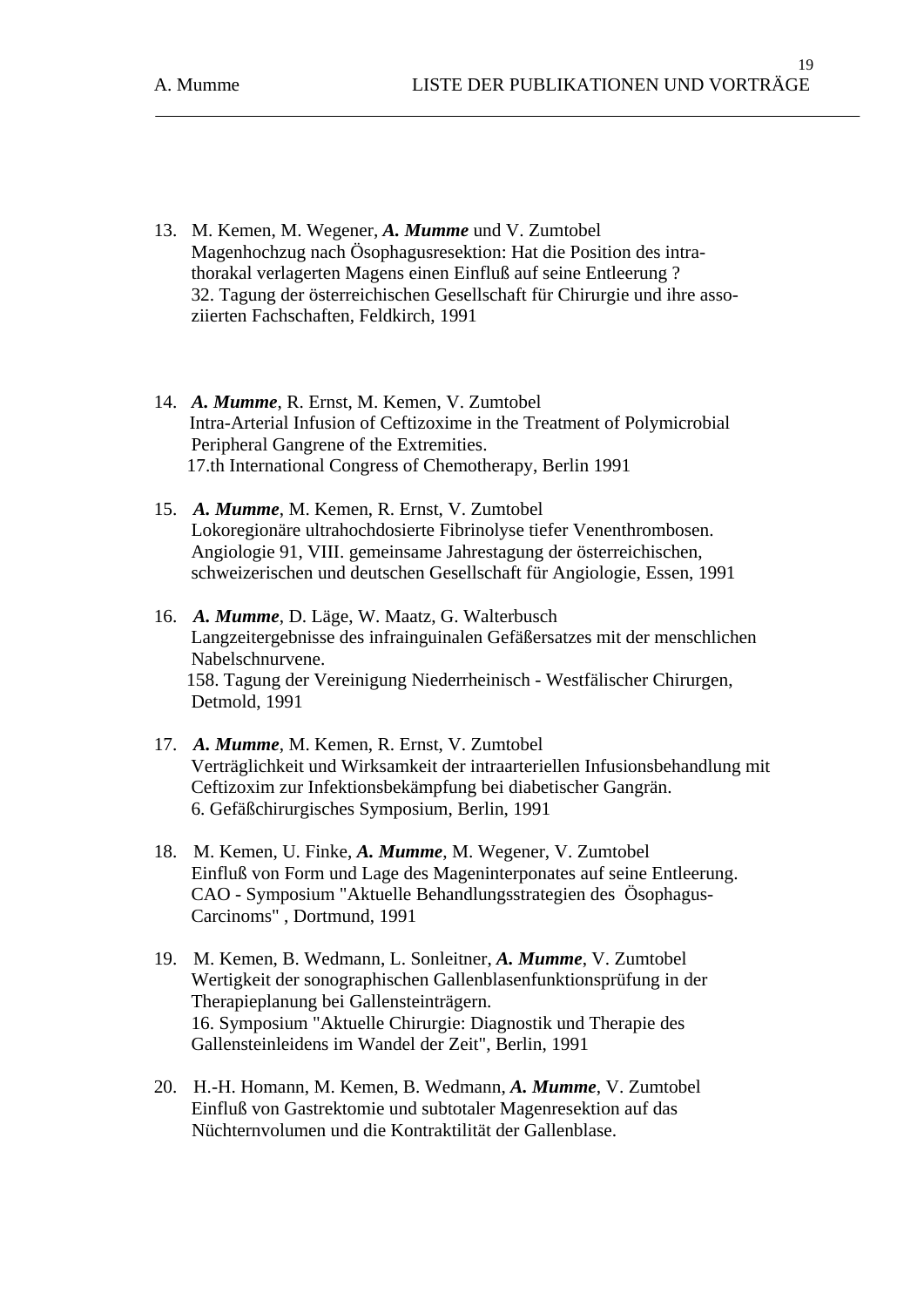13. M. Kemen, M. Wegener, ***A. Mumme*** und V. Zumtobel
    Magenhochzug nach Ösophagusresektion: Hat die Position des intra-thorakal verlagerten Magens einen Einfluß auf seine Entleerung ?
    32. Tagung der österreichischen Gesellschaft für Chirurgie und ihre asso-ziierten Fachschaften, Feldkirch, 1991

14. ***A. Mumme***, R. Ernst, M. Kemen, V. Zumtobel
    Intra-Arterial Infusion of Ceftizoxime in the Treatment of Polymicrobial Peripheral Gangrene of the Extremities.
    17.th International Congress of Chemotherapy, Berlin 1991

15. ***A. Mumme***, M. Kemen, R. Ernst, V. Zumtobel
    Lokoregionäre ultrahochdosierte Fibrinolyse tiefer Venenthrombosen.
    Angiologie 91, VIII. gemeinsame Jahrestagung der österreichischen, schweizerischen und deutschen Gesellschaft für Angiologie, Essen, 1991

16. ***A. Mumme***, D. Läge, W. Maatz, G. Walterbusch
    Langzeitergebnisse des infrainguinalen Gefäßersatzes mit der menschlichen Nabelschnurvene.
    158. Tagung der Vereinigung Niederrheinisch - Westfälischer Chirurgen, Detmold, 1991

17. ***A. Mumme***, M. Kemen, R. Ernst, V. Zumtobel
    Verträglichkeit und Wirksamkeit der intraarteriellen Infusionsbehandlung mit Ceftizoxim zur Infektionsbekämpfung bei diabetischer Gangrän.
    6. Gefäßchirurgisches Symposium, Berlin, 1991

18. M. Kemen, U. Finke, ***A. Mumme***, M. Wegener, V. Zumtobel
    Einfluß von Form und Lage des Mageninterponates auf seine Entleerung.
    CAO - Symposium "Aktuelle Behandlungsstrategien des Ösophagus-Carcinoms" , Dortmund, 1991

19. M. Kemen, B. Wedmann, L. Sonleitner, ***A. Mumme***, V. Zumtobel
    Wertigkeit der sonographischen Gallenblasenfunktionsprüfung in der Therapieplanung bei Gallensteinträgern.
    16. Symposium "Aktuelle Chirurgie: Diagnostik und Therapie des Gallensteinleidens im Wandel der Zeit", Berlin, 1991

20. H.-H. Homann, M. Kemen, B. Wedmann, ***A. Mumme***, V. Zumtobel
    Einfluß von Gastrektomie und subtotaler Magenresektion auf das Nüchternvolumen und die Kontraktilität der Gallenblase.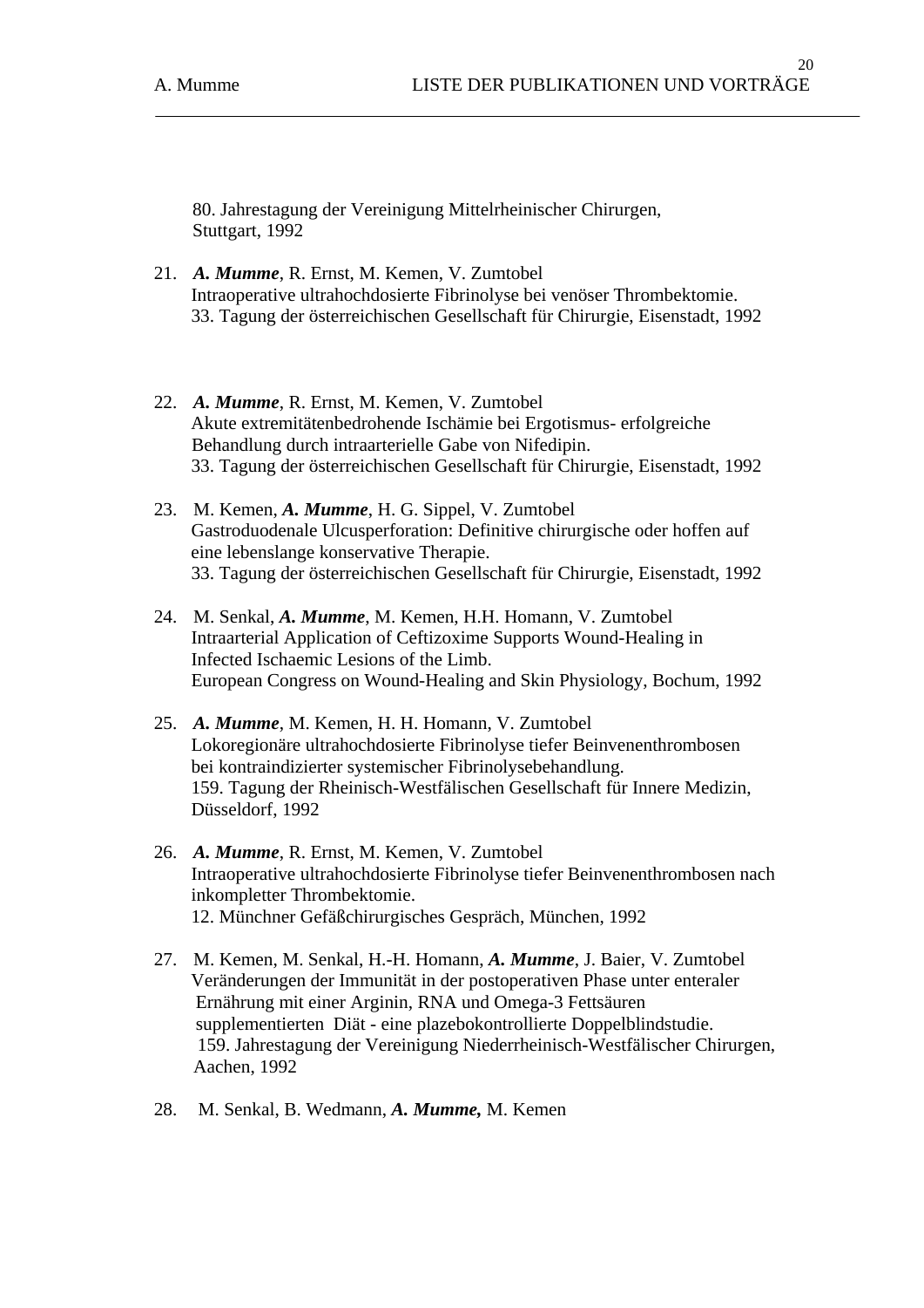80. Jahrestagung der Vereinigung Mittelrheinischer Chirurgen,
Stuttgart, 1992

21. ***A. Mumme***, R. Ernst, M. Kemen, V. Zumtobel
Intraoperative ultrahochdosierte Fibrinolyse bei venöser Thrombektomie.
33. Tagung der österreichischen Gesellschaft für Chirurgie, Eisenstadt, 1992

22. ***A. Mumme***, R. Ernst, M. Kemen, V. Zumtobel
Akute extremitätenbedrohende Ischämie bei Ergotismus- erfolgreiche Behandlung durch intraarterielle Gabe von Nifedipin.
33. Tagung der österreichischen Gesellschaft für Chirurgie, Eisenstadt, 1992

23. M. Kemen, ***A. Mumme***, H. G. Sippel, V. Zumtobel
Gastroduodenale Ulcusperforation: Definitive chirurgische oder hoffen auf eine lebenslange konservative Therapie.
33. Tagung der österreichischen Gesellschaft für Chirurgie, Eisenstadt, 1992

24. M. Senkal, ***A. Mumme***, M. Kemen, H.H. Homann, V. Zumtobel
Intraarterial Application of Ceftizoxime Supports Wound-Healing in Infected Ischaemic Lesions of the Limb.
European Congress on Wound-Healing and Skin Physiology, Bochum, 1992

25. ***A. Mumme***, M. Kemen, H. H. Homann, V. Zumtobel
Lokoregionäre ultrahochdosierte Fibrinolyse tiefer Beinvenenthrombosen bei kontraindizierter systemischer Fibrinolysebehandlung.
159. Tagung der Rheinisch-Westfälischen Gesellschaft für Innere Medizin, Düsseldorf, 1992

26. ***A. Mumme***, R. Ernst, M. Kemen, V. Zumtobel
Intraoperative ultrahochdosierte Fibrinolyse tiefer Beinvenenthrombosen nach inkompletter Thrombektomie.
12. Münchner Gefäßchirurgisches Gespräch, München, 1992

27. M. Kemen, M. Senkal, H.-H. Homann, ***A. Mumme***, J. Baier, V. Zumtobel
Veränderungen der Immunität in der postoperativen Phase unter enteraler Ernährung mit einer Arginin, RNA und Omega-3 Fettsäuren supplementierten Diät - eine plazebokontrollierte Doppelblindstudie.
159. Jahrestagung der Vereinigung Niederrheinisch-Westfälischer Chirurgen, Aachen, 1992

28. M. Senkal, B. Wedmann, ***A. Mumme,*** M. Kemen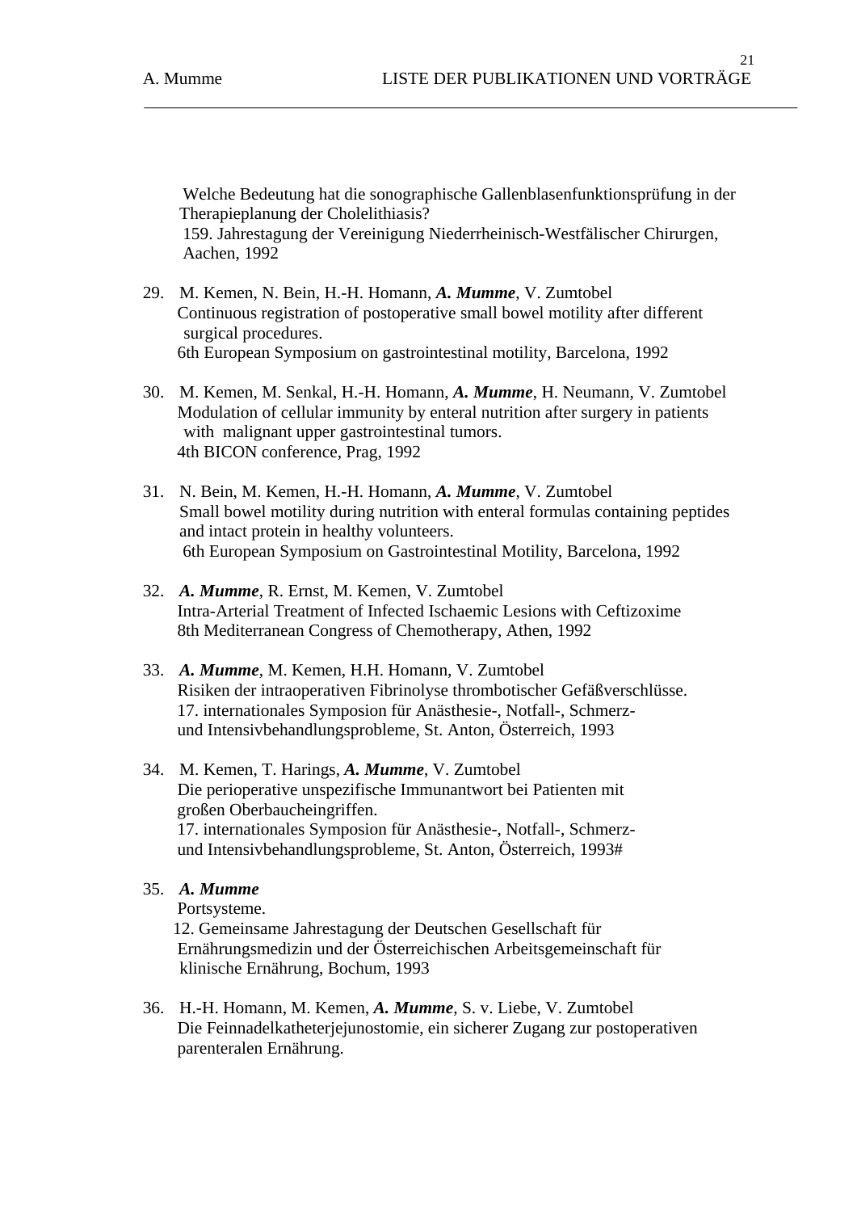Welche Bedeutung hat die sonographische Gallenblasenfunktionsprüfung in der Therapieplanung der Cholelithiasis?
159. Jahrestagung der Vereinigung Niederrheinisch-Westfälischer Chirurgen, Aachen, 1992

29. M. Kemen, N. Bein, H.-H. Homann, ***A. Mumme***, V. Zumtobel
    Continuous registration of postoperative small bowel motility after different surgical procedures.
    6th European Symposium on gastrointestinal motility, Barcelona, 1992

30. M. Kemen, M. Senkal, H.-H. Homann, ***A. Mumme***, H. Neumann, V. Zumtobel
    Modulation of cellular immunity by enteral nutrition after surgery in patients with malignant upper gastrointestinal tumors.
    4th BICON conference, Prag, 1992

31. N. Bein, M. Kemen, H.-H. Homann, ***A. Mumme***, V. Zumtobel
    Small bowel motility during nutrition with enteral formulas containing peptides and intact protein in healthy volunteers.
    6th European Symposium on Gastrointestinal Motility, Barcelona, 1992

32. ***A. Mumme***, R. Ernst, M. Kemen, V. Zumtobel
    Intra-Arterial Treatment of Infected Ischaemic Lesions with Ceftizoxime
    8th Mediterranean Congress of Chemotherapy, Athen, 1992

33. ***A. Mumme***, M. Kemen, H.H. Homann, V. Zumtobel
    Risiken der intraoperativen Fibrinolyse thrombotischer Gefäßverschlüsse.
    17. internationales Symposion für Anästhesie-, Notfall-, Schmerz- und Intensivbehandlungsprobleme, St. Anton, Österreich, 1993

34. M. Kemen, T. Harings, ***A. Mumme***, V. Zumtobel
    Die perioperative unspezifische Immunantwort bei Patienten mit großen Oberbaucheingriffen.
    17. internationales Symposion für Anästhesie-, Notfall-, Schmerz- und Intensivbehandlungsprobleme, St. Anton, Österreich, 1993#

35. ***A. Mumme***
    Portsysteme.
    12. Gemeinsame Jahrestagung der Deutschen Gesellschaft für Ernährungsmedizin und der Österreichischen Arbeitsgemeinschaft für klinische Ernährung, Bochum, 1993

36. H.-H. Homann, M. Kemen, ***A. Mumme***, S. v. Liebe, V. Zumtobel
    Die Feinnadelkatheterjejunostomie, ein sicherer Zugang zur postoperativen parenteralen Ernährung.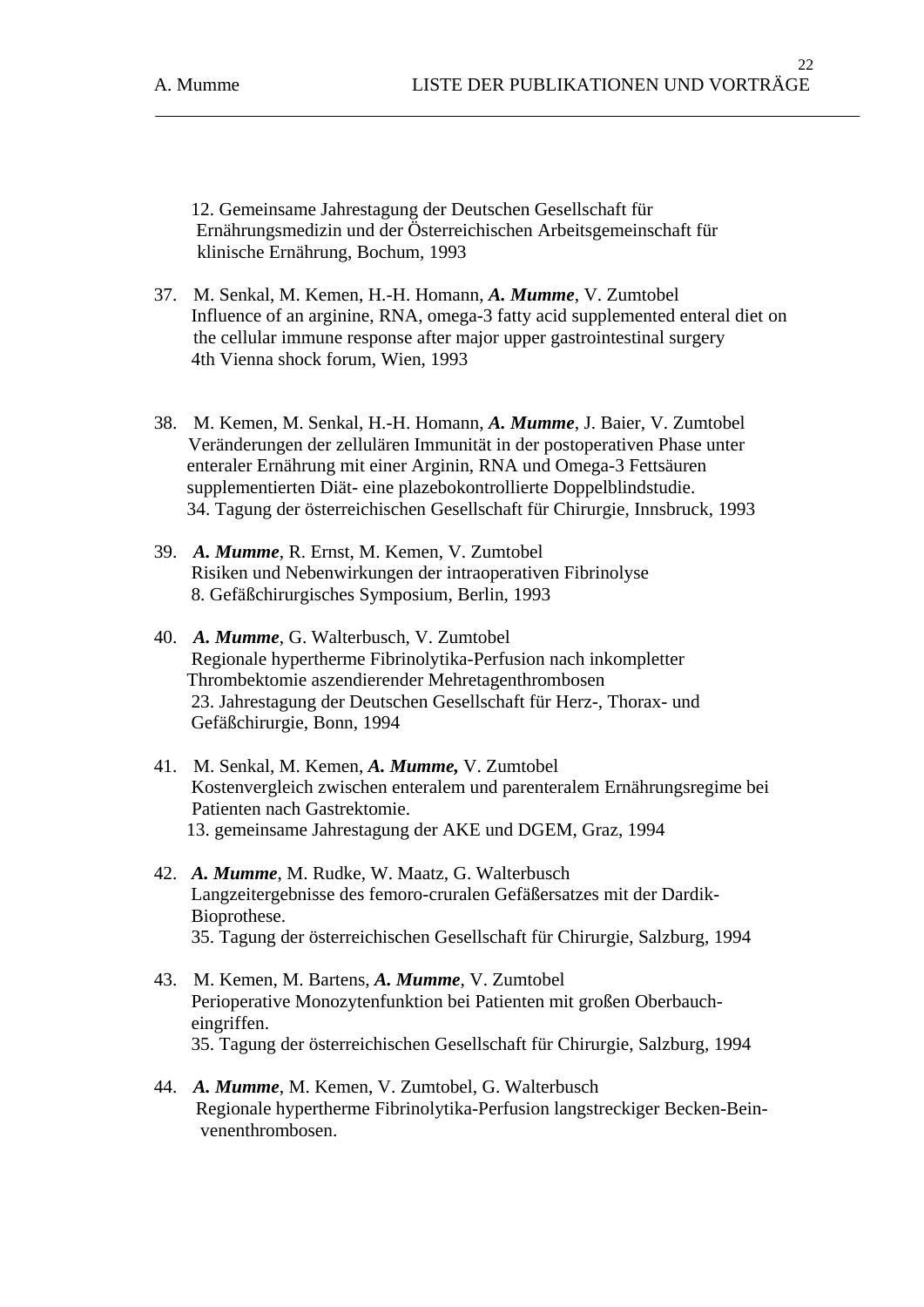12. Gemeinsame Jahrestagung der Deutschen Gesellschaft für Ernährungsmedizin und der Österreichischen Arbeitsgemeinschaft für klinische Ernährung, Bochum, 1993

37. M. Senkal, M. Kemen, H.-H. Homann, ***A. Mumme***, V. Zumtobel
    Influence of an arginine, RNA, omega-3 fatty acid supplemented enteral diet on the cellular immune response after major upper gastrointestinal surgery
    4th Vienna shock forum, Wien, 1993

38. M. Kemen, M. Senkal, H.-H. Homann, ***A. Mumme***, J. Baier, V. Zumtobel
    Veränderungen der zellulären Immunität in der postoperativen Phase unter enteraler Ernährung mit einer Arginin, RNA und Omega-3 Fettsäuren supplementierten Diät- eine plazebokontrollierte Doppelblindstudie.
    34. Tagung der österreichischen Gesellschaft für Chirurgie, Innsbruck, 1993

39. ***A. Mumme***, R. Ernst, M. Kemen, V. Zumtobel
    Risiken und Nebenwirkungen der intraoperativen Fibrinolyse
    8. Gefäßchirurgisches Symposium, Berlin, 1993

40. ***A. Mumme***, G. Walterbusch, V. Zumtobel
    Regionale hypertherme Fibrinolytika-Perfusion nach inkompletter Thrombektomie aszendierender Mehretagenthrombosen
    23. Jahrestagung der Deutschen Gesellschaft für Herz-, Thorax- und Gefäßchirurgie, Bonn, 1994

41. M. Senkal, M. Kemen, ***A. Mumme,*** V. Zumtobel
    Kostenvergleich zwischen enteralem und parenteralem Ernährungsregime bei Patienten nach Gastrektomie.
    13. gemeinsame Jahrestagung der AKE und DGEM, Graz, 1994

42. ***A. Mumme***, M. Rudke, W. Maatz, G. Walterbusch
    Langzeitergebnisse des femoro-cruralen Gefäßersatzes mit der Dardik-Bioprothese.
    35. Tagung der österreichischen Gesellschaft für Chirurgie, Salzburg, 1994

43. M. Kemen, M. Bartens, ***A. Mumme***, V. Zumtobel
    Perioperative Monozytenfunktion bei Patienten mit großen Oberbaucheingriffen.
    35. Tagung der österreichischen Gesellschaft für Chirurgie, Salzburg, 1994

44. ***A. Mumme***, M. Kemen, V. Zumtobel, G. Walterbusch
    Regionale hypertherme Fibrinolytika-Perfusion langstreckiger Becken-Beinvenenthrombosen.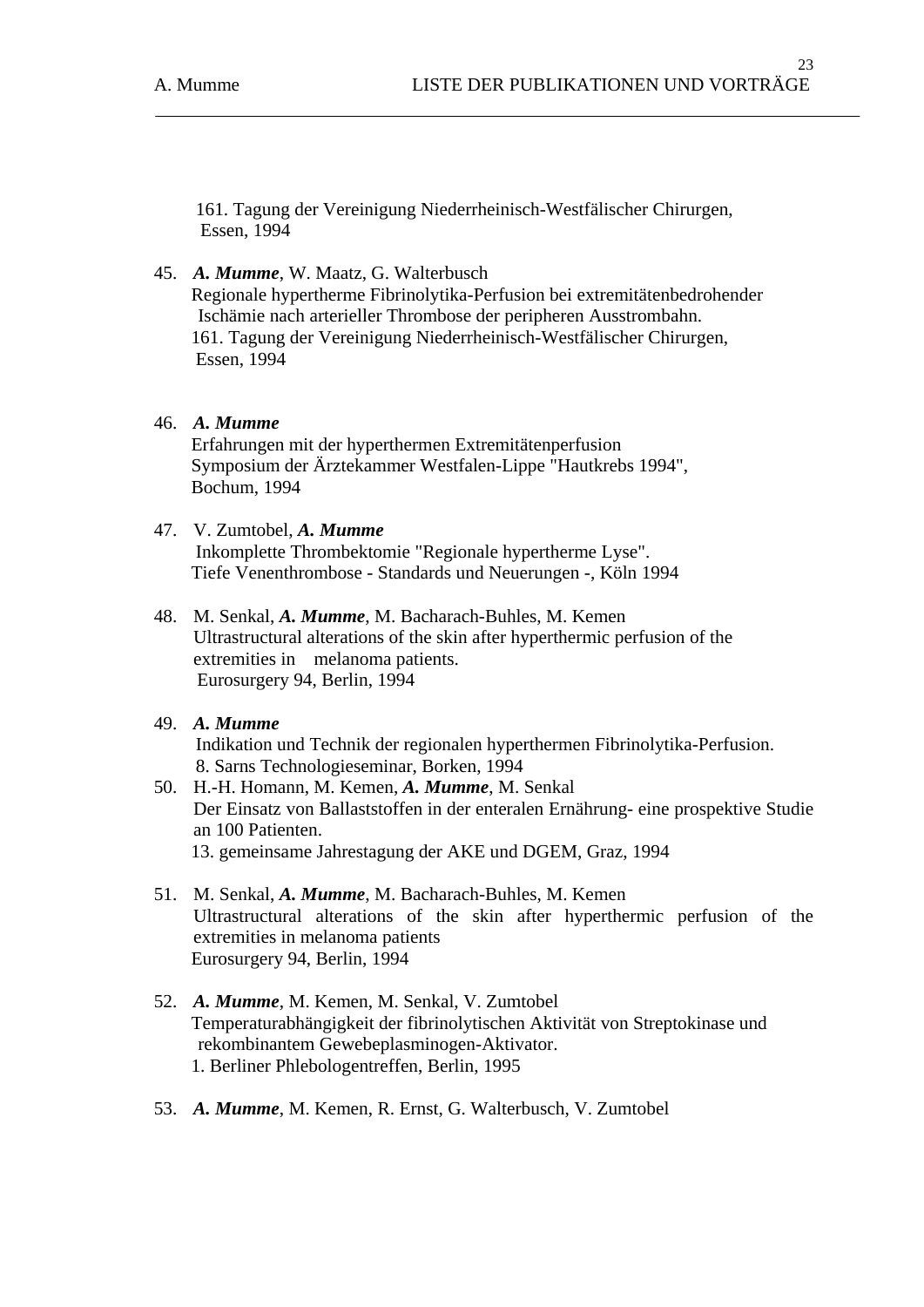161. Tagung der Vereinigung Niederrheinisch-Westfälischer Chirurgen, Essen, 1994

45. ***A. Mumme***, W. Maatz, G. Walterbusch
    Regionale hypertherme Fibrinolytika-Perfusion bei extremitätenbedrohender Ischämie nach arterieller Thrombose der peripheren Ausstrombahn.
    161. Tagung der Vereinigung Niederrheinisch-Westfälischer Chirurgen, Essen, 1994

46. ***A. Mumme***
    Erfahrungen mit der hyperthermen Extremitätenperfusion
    Symposium der Ärztekammer Westfalen-Lippe "Hautkrebs 1994", Bochum, 1994

47. V. Zumtobel, ***A. Mumme***
    Inkomplette Thrombektomie "Regionale hypertherme Lyse".
    Tiefe Venenthrombose - Standards und Neuerungen -, Köln 1994

48. M. Senkal, ***A. Mumme***, M. Bacharach-Buhles, M. Kemen
    Ultrastructural alterations of the skin after hyperthermic perfusion of the extremities in melanoma patients.
    Eurosurgery 94, Berlin, 1994

49. ***A. Mumme***
    Indikation und Technik der regionalen hyperthermen Fibrinolytika-Perfusion.
    8. Sarns Technologieseminar, Borken, 1994

50. H.-H. Homann, M. Kemen, ***A. Mumme***, M. Senkal
    Der Einsatz von Ballaststoffen in der enteralen Ernährung- eine prospektive Studie an 100 Patienten.
    13. gemeinsame Jahrestagung der AKE und DGEM, Graz, 1994

51. M. Senkal, ***A. Mumme***, M. Bacharach-Buhles, M. Kemen
    Ultrastructural alterations of the skin after hyperthermic perfusion of the extremities in melanoma patients
    Eurosurgery 94, Berlin, 1994

52. ***A. Mumme***, M. Kemen, M. Senkal, V. Zumtobel
    Temperaturabhängigkeit der fibrinolytischen Aktivität von Streptokinase und rekombinantem Gewebeplasminogen-Aktivator.
    1. Berliner Phlebologentreffen, Berlin, 1995

53. ***A. Mumme***, M. Kemen, R. Ernst, G. Walterbusch, V. Zumtobel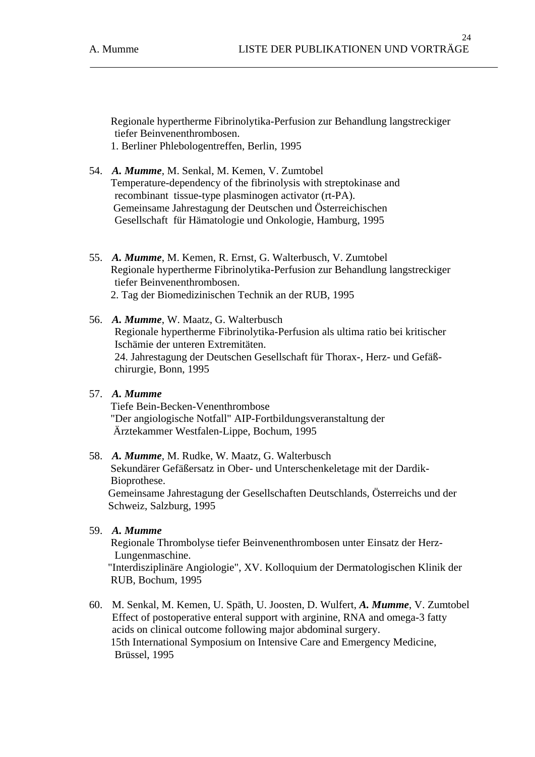Regionale hypertherme Fibrinolytika-Perfusion zur Behandlung langstreckiger tiefer Beinvenenthrombosen.
1. Berliner Phlebologentreffen, Berlin, 1995

54. ***A. Mumme***, M. Senkal, M. Kemen, V. Zumtobel
Temperature-dependency of the fibrinolysis with streptokinase and recombinant tissue-type plasminogen activator (rt-PA).
Gemeinsame Jahrestagung der Deutschen und Österreichischen Gesellschaft für Hämatologie und Onkologie, Hamburg, 1995

55. ***A. Mumme***, M. Kemen, R. Ernst, G. Walterbusch, V. Zumtobel
Regionale hypertherme Fibrinolytika-Perfusion zur Behandlung langstreckiger tiefer Beinvenenthrombosen.
2. Tag der Biomedizinischen Technik an der RUB, 1995

56. ***A. Mumme***, W. Maatz, G. Walterbusch
Regionale hypertherme Fibrinolytika-Perfusion als ultima ratio bei kritischer Ischämie der unteren Extremitäten.
24. Jahrestagung der Deutschen Gesellschaft für Thorax-, Herz- und Gefäßchirurgie, Bonn, 1995

57. ***A. Mumme***
Tiefe Bein-Becken-Venenthrombose
"Der angiologische Notfall" AIP-Fortbildungsveranstaltung der Ärztekammer Westfalen-Lippe, Bochum, 1995

58. ***A. Mumme***, M. Rudke, W. Maatz, G. Walterbusch
Sekundärer Gefäßersatz in Ober- und Unterschenkeletage mit der Dardik-Bioprothese.
Gemeinsame Jahrestagung der Gesellschaften Deutschlands, Österreichs und der Schweiz, Salzburg, 1995

59. ***A. Mumme***
Regionale Thrombolyse tiefer Beinvenenthrombosen unter Einsatz der Herz-Lungenmaschine.
"Interdisziplinäre Angiologie", XV. Kolloquium der Dermatologischen Klinik der RUB, Bochum, 1995

60. M. Senkal, M. Kemen, U. Späth, U. Joosten, D. Wulfert, ***A. Mumme***, V. Zumtobel
Effect of postoperative enteral support with arginine, RNA and omega-3 fatty acids on clinical outcome following major abdominal surgery.
15th International Symposium on Intensive Care and Emergency Medicine, Brüssel, 1995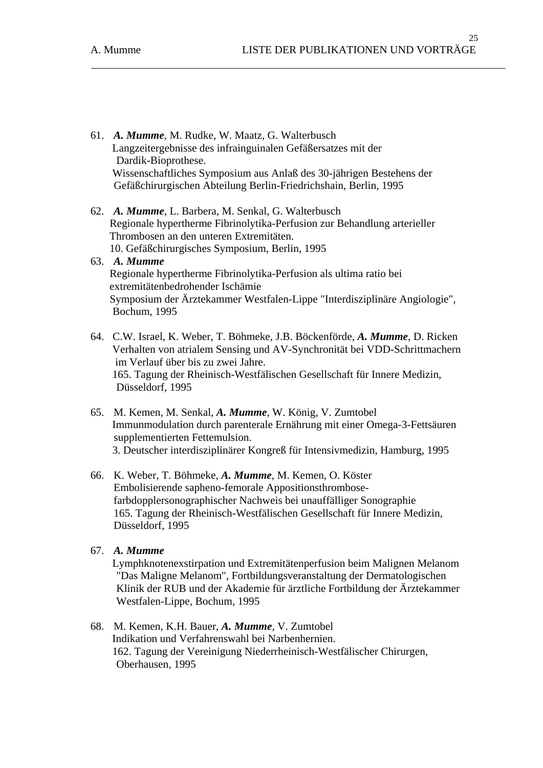61. ***A. Mumme***, M. Rudke, W. Maatz, G. Walterbusch
Langzeitergebnisse des infrainguinalen Gefäßersatzes mit der Dardik-Bioprothese.
Wissenschaftliches Symposium aus Anlaß des 30-jährigen Bestehens der Gefäßchirurgischen Abteilung Berlin-Friedrichshain, Berlin, 1995

62. ***A. Mumme***, L. Barbera, M. Senkal, G. Walterbusch
Regionale hypertherme Fibrinolytika-Perfusion zur Behandlung arterieller Thrombosen an den unteren Extremitäten.
10. Gefäßchirurgisches Symposium, Berlin, 1995

63. ***A. Mumme***
Regionale hypertherme Fibrinolytika-Perfusion als ultima ratio bei extremitätenbedrohender Ischämie
Symposium der Ärztekammer Westfalen-Lippe "Interdisziplinäre Angiologie", Bochum, 1995

64. C.W. Israel, K. Weber, T. Böhmeke, J.B. Böckenförde, ***A. Mumme***, D. Ricken
Verhalten von atrialem Sensing und AV-Synchronität bei VDD-Schrittmachern im Verlauf über bis zu zwei Jahre.
165. Tagung der Rheinisch-Westfälischen Gesellschaft für Innere Medizin, Düsseldorf, 1995

65. M. Kemen, M. Senkal, ***A. Mumme***, W. König, V. Zumtobel
Immunmodulation durch parenterale Ernährung mit einer Omega-3-Fettsäuren supplementierten Fettemulsion.
3. Deutscher interdisziplinärer Kongreß für Intensivmedizin, Hamburg, 1995

66. K. Weber, T. Böhmeke, ***A. Mumme***, M. Kemen, O. Köster
Embolisierende sapheno-femorale Appositionsthrombose-farbdopplersonographischer Nachweis bei unauffälliger Sonographie
165. Tagung der Rheinisch-Westfälischen Gesellschaft für Innere Medizin, Düsseldorf, 1995

67. ***A. Mumme***
Lymphknotenexstirpation und Extremitätenperfusion beim Malignen Melanom
"Das Maligne Melanom", Fortbildungsveranstaltung der Dermatologischen Klinik der RUB und der Akademie für ärztliche Fortbildung der Ärztekammer Westfalen-Lippe, Bochum, 1995

68. M. Kemen, K.H. Bauer, ***A. Mumme***, V. Zumtobel
Indikation und Verfahrenswahl bei Narbenhernien.
162. Tagung der Vereinigung Niederrheinisch-Westfälischer Chirurgen, Oberhausen, 1995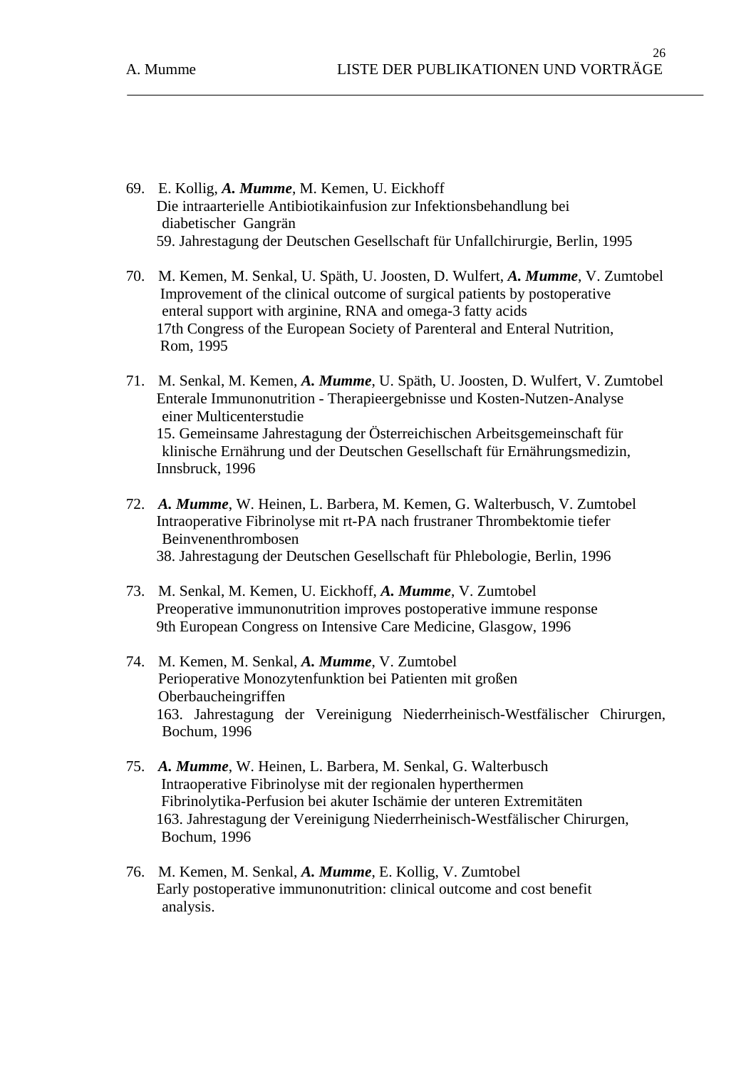69. E. Kollig, ***A. Mumme***, M. Kemen, U. Eickhoff
    Die intraarterielle Antibiotikainfusion zur Infektionsbehandlung bei diabetischer Gangrän
    59. Jahrestagung der Deutschen Gesellschaft für Unfallchirurgie, Berlin, 1995

70. M. Kemen, M. Senkal, U. Späth, U. Joosten, D. Wulfert, ***A. Mumme***, V. Zumtobel
    Improvement of the clinical outcome of surgical patients by postoperative enteral support with arginine, RNA and omega-3 fatty acids
    17th Congress of the European Society of Parenteral and Enteral Nutrition, Rom, 1995

71. M. Senkal, M. Kemen, ***A. Mumme***, U. Späth, U. Joosten, D. Wulfert, V. Zumtobel
    Enterale Immunonutrition - Therapieergebnisse und Kosten-Nutzen-Analyse einer Multicenterstudie
    15. Gemeinsame Jahrestagung der Österreichischen Arbeitsgemeinschaft für klinische Ernährung und der Deutschen Gesellschaft für Ernährungsmedizin, Innsbruck, 1996

72. ***A. Mumme***, W. Heinen, L. Barbera, M. Kemen, G. Walterbusch, V. Zumtobel
    Intraoperative Fibrinolyse mit rt-PA nach frustraner Thrombektomie tiefer Beinvenenthrombosen
    38. Jahrestagung der Deutschen Gesellschaft für Phlebologie, Berlin, 1996

73. M. Senkal, M. Kemen, U. Eickhoff, ***A. Mumme***, V. Zumtobel
    Preoperative immunonutrition improves postoperative immune response
    9th European Congress on Intensive Care Medicine, Glasgow, 1996

74. M. Kemen, M. Senkal, ***A. Mumme***, V. Zumtobel
    Perioperative Monozytenfunktion bei Patienten mit großen Oberbaucheingriffen
    163. Jahrestagung der Vereinigung Niederrheinisch-Westfälischer Chirurgen, Bochum, 1996

75. ***A. Mumme***, W. Heinen, L. Barbera, M. Senkal, G. Walterbusch
    Intraoperative Fibrinolyse mit der regionalen hyperthermen Fibrinolytika-Perfusion bei akuter Ischämie der unteren Extremitäten
    163. Jahrestagung der Vereinigung Niederrheinisch-Westfälischer Chirurgen, Bochum, 1996

76. M. Kemen, M. Senkal, ***A. Mumme***, E. Kollig, V. Zumtobel
    Early postoperative immunonutrition: clinical outcome and cost benefit analysis.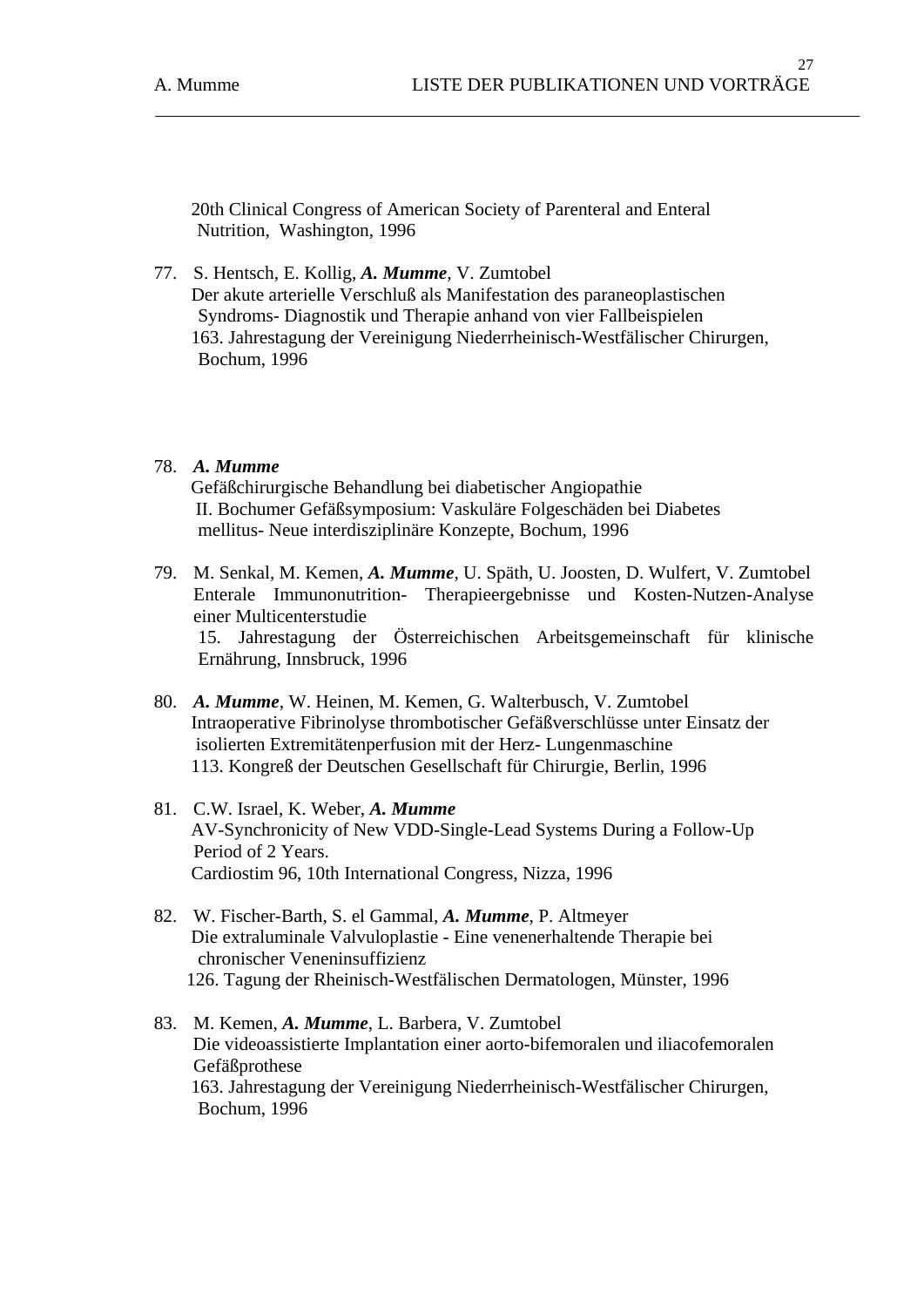20th Clinical Congress of American Society of Parenteral and Enteral Nutrition, Washington, 1996

77. S. Hentsch, E. Kollig, ***A. Mumme***, V. Zumtobel
Der akute arterielle Verschluß als Manifestation des paraneoplastischen Syndroms- Diagnostik und Therapie anhand von vier Fallbeispielen
163. Jahrestagung der Vereinigung Niederrheinisch-Westfälischer Chirurgen, Bochum, 1996

78. ***A. Mumme***
Gefäßchirurgische Behandlung bei diabetischer Angiopathie
II. Bochumer Gefäßsymposium: Vaskuläre Folgeschäden bei Diabetes mellitus- Neue interdisziplinäre Konzepte, Bochum, 1996

79. M. Senkal, M. Kemen, ***A. Mumme***, U. Späth, U. Joosten, D. Wulfert, V. Zumtobel
Enterale Immunonutrition- Therapieergebnisse und Kosten-Nutzen-Analyse einer Multicenterstudie
15. Jahrestagung der Österreichischen Arbeitsgemeinschaft für klinische Ernährung, Innsbruck, 1996

80. ***A. Mumme***, W. Heinen, M. Kemen, G. Walterbusch, V. Zumtobel
Intraoperative Fibrinolyse thrombotischer Gefäßverschlüsse unter Einsatz der isolierten Extremitätenperfusion mit der Herz- Lungenmaschine
113. Kongreß der Deutschen Gesellschaft für Chirurgie, Berlin, 1996

81. C.W. Israel, K. Weber, ***A. Mumme***
AV-Synchronicity of New VDD-Single-Lead Systems During a Follow-Up Period of 2 Years.
Cardiostim 96, 10th International Congress, Nizza, 1996

82. W. Fischer-Barth, S. el Gammal, ***A. Mumme***, P. Altmeyer
Die extraluminale Valvuloplastie - Eine venenerhaltende Therapie bei chronischer Veneninsuffizienz
126. Tagung der Rheinisch-Westfälischen Dermatologen, Münster, 1996

83. M. Kemen, ***A. Mumme***, L. Barbera, V. Zumtobel
Die videoassistierte Implantation einer aorto-bifemoralen und iliacofemoralen Gefäßprothese
163. Jahrestagung der Vereinigung Niederrheinisch-Westfälischer Chirurgen, Bochum, 1996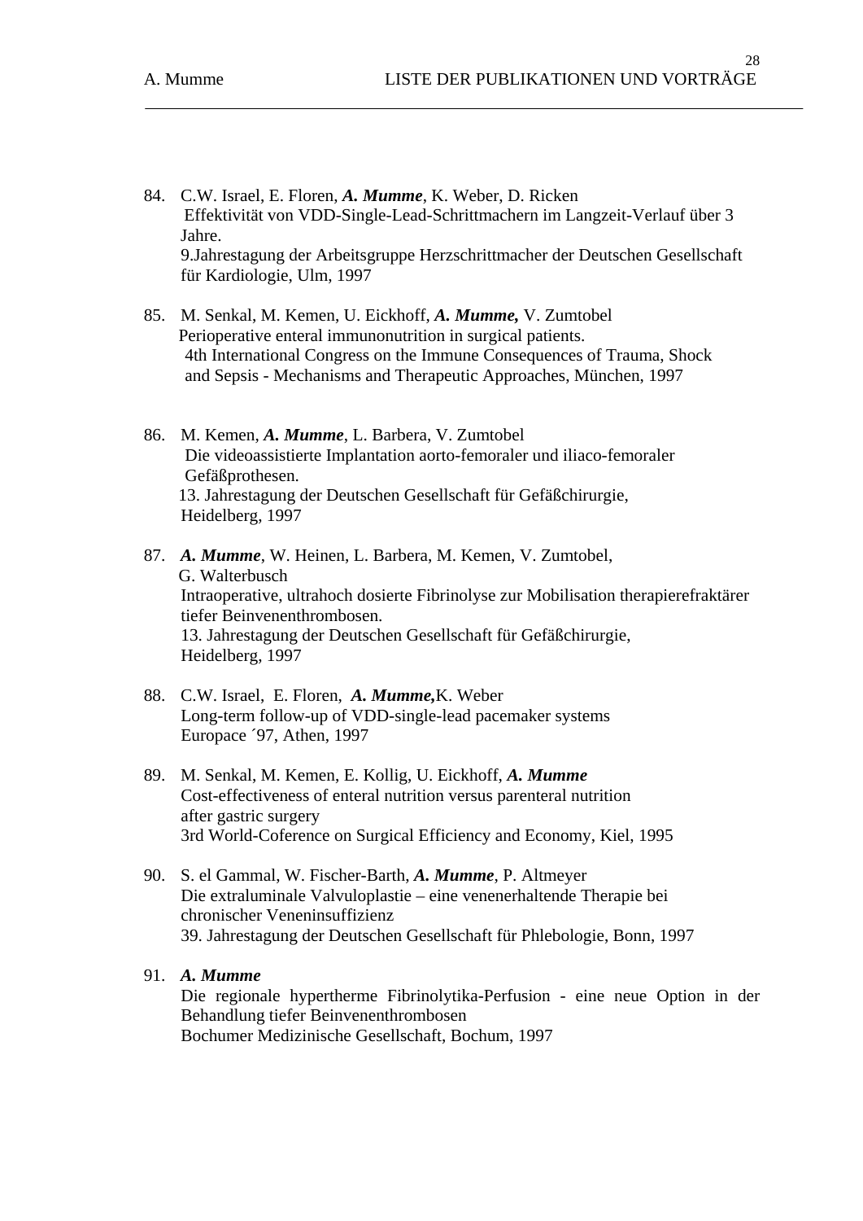84. C.W. Israel, E. Floren, ***A. Mumme***, K. Weber, D. Ricken
 Effektivität von VDD-Single-Lead-Schrittmachern im Langzeit-Verlauf über 3 Jahre.
 9.Jahrestagung der Arbeitsgruppe Herzschrittmacher der Deutschen Gesellschaft für Kardiologie, Ulm, 1997

85. M. Senkal, M. Kemen, U. Eickhoff, ***A. Mumme,*** V. Zumtobel
 Perioperative enteral immunonutrition in surgical patients.
 4th International Congress on the Immune Consequences of Trauma, Shock and Sepsis - Mechanisms and Therapeutic Approaches, München, 1997

86. M. Kemen, ***A. Mumme***, L. Barbera, V. Zumtobel
 Die videoassistierte Implantation aorto-femoraler und iliaco-femoraler Gefäßprothesen.
 13. Jahrestagung der Deutschen Gesellschaft für Gefäßchirurgie, Heidelberg, 1997

87. ***A. Mumme***, W. Heinen, L. Barbera, M. Kemen, V. Zumtobel, G. Walterbusch
 Intraoperative, ultrahoch dosierte Fibrinolyse zur Mobilisation therapierefraktärer tiefer Beinvenenthrombosen.
 13. Jahrestagung der Deutschen Gesellschaft für Gefäßchirurgie, Heidelberg, 1997

88. C.W. Israel, E. Floren, ***A. Mumme,*** K. Weber
 Long-term follow-up of VDD-single-lead pacemaker systems
 Europace ´97, Athen, 1997

89. M. Senkal, M. Kemen, E. Kollig, U. Eickhoff, ***A. Mumme***
 Cost-effectiveness of enteral nutrition versus parenteral nutrition after gastric surgery
 3rd World-Coference on Surgical Efficiency and Economy, Kiel, 1995

90. S. el Gammal, W. Fischer-Barth, ***A. Mumme***, P. Altmeyer
 Die extraluminale Valvuloplastie – eine venenerhaltende Therapie bei chronischer Veneninsuffizienz
 39. Jahrestagung der Deutschen Gesellschaft für Phlebologie, Bonn, 1997

91. ***A. Mumme***
 Die regionale hypertherme Fibrinolytika-Perfusion - eine neue Option in der Behandlung tiefer Beinvenenthrombosen
 Bochumer Medizinische Gesellschaft, Bochum, 1997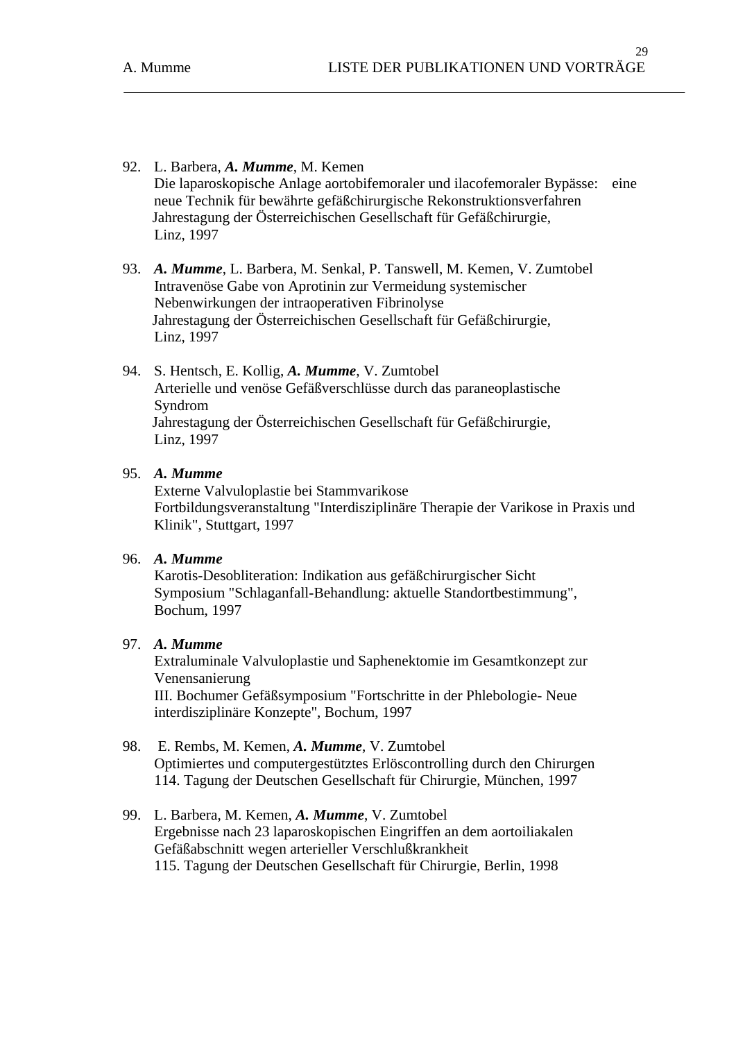92. L. Barbera, ***A. Mumme***, M. Kemen
    Die laparoskopische Anlage aortobifemoraler und ilacofemoraler Bypässe: eine neue Technik für bewährte gefäßchirurgische Rekonstruktionsverfahren
    Jahrestagung der Österreichischen Gesellschaft für Gefäßchirurgie, Linz, 1997

93. ***A. Mumme***, L. Barbera, M. Senkal, P. Tanswell, M. Kemen, V. Zumtobel
    Intravenöse Gabe von Aprotinin zur Vermeidung systemischer Nebenwirkungen der intraoperativen Fibrinolyse
    Jahrestagung der Österreichischen Gesellschaft für Gefäßchirurgie, Linz, 1997

94. S. Hentsch, E. Kollig, ***A. Mumme***, V. Zumtobel
    Arterielle und venöse Gefäßverschlüsse durch das paraneoplastische Syndrom
    Jahrestagung der Österreichischen Gesellschaft für Gefäßchirurgie, Linz, 1997

95. ***A. Mumme***
    Externe Valvuloplastie bei Stammvarikose
    Fortbildungsveranstaltung "Interdisziplinäre Therapie der Varikose in Praxis und Klinik", Stuttgart, 1997

96. ***A. Mumme***
    Karotis-Desobliteration: Indikation aus gefäßchirurgischer Sicht
    Symposium "Schlaganfall-Behandlung: aktuelle Standortbestimmung", Bochum, 1997

97. ***A. Mumme***
    Extraluminale Valvuloplastie und Saphenektomie im Gesamtkonzept zur Venensanierung
    III. Bochumer Gefäßsymposium "Fortschritte in der Phlebologie- Neue interdisziplinäre Konzepte", Bochum, 1997

98. E. Rembs, M. Kemen, ***A. Mumme***, V. Zumtobel
    Optimiertes und computergestütztes Erlöscontrolling durch den Chirurgen
    114. Tagung der Deutschen Gesellschaft für Chirurgie, München, 1997

99. L. Barbera, M. Kemen, ***A. Mumme***, V. Zumtobel
    Ergebnisse nach 23 laparoskopischen Eingriffen an dem aortoiliakalen Gefäßabschnitt wegen arterieller Verschlußkrankheit
    115. Tagung der Deutschen Gesellschaft für Chirurgie, Berlin, 1998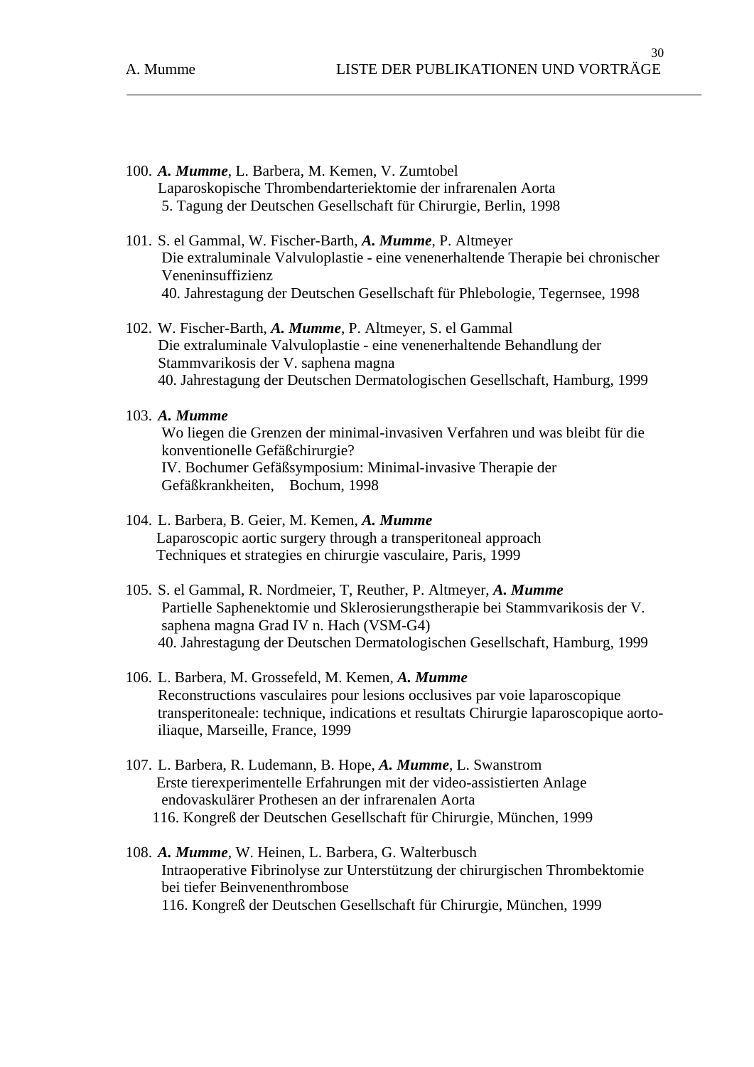100. ***A. Mumme***, L. Barbera, M. Kemen, V. Zumtobel
Laparoskopische Thrombendarteriektomie der infrarenalen Aorta
5. Tagung der Deutschen Gesellschaft für Chirurgie, Berlin, 1998

101. S. el Gammal, W. Fischer-Barth, ***A. Mumme***, P. Altmeyer
Die extraluminale Valvuloplastie - eine venenerhaltende Therapie bei chronischer Veneninsuffizienz
40. Jahrestagung der Deutschen Gesellschaft für Phlebologie, Tegernsee, 1998

102. W. Fischer-Barth, ***A. Mumme***, P. Altmeyer, S. el Gammal
Die extraluminale Valvuloplastie - eine venenerhaltende Behandlung der Stammvarikosis der V. saphena magna
40. Jahrestagung der Deutschen Dermatologischen Gesellschaft, Hamburg, 1999

103. ***A. Mumme***
Wo liegen die Grenzen der minimal-invasiven Verfahren und was bleibt für die konventionelle Gefäßchirurgie?
IV. Bochumer Gefäßsymposium: Minimal-invasive Therapie der Gefäßkrankheiten, Bochum, 1998

104. L. Barbera, B. Geier, M. Kemen, ***A. Mumme***
Laparoscopic aortic surgery through a transperitoneal approach
Techniques et strategies en chirurgie vasculaire, Paris, 1999

105. S. el Gammal, R. Nordmeier, T, Reuther, P. Altmeyer, ***A. Mumme***
Partielle Saphenektomie und Sklerosierungstherapie bei Stammvarikosis der V. saphena magna Grad IV n. Hach (VSM-G4)
40. Jahrestagung der Deutschen Dermatologischen Gesellschaft, Hamburg, 1999

106. L. Barbera, M. Grossefeld, M. Kemen, ***A. Mumme***
Reconstructions vasculaires pour lesions occlusives par voie laparoscopique transperitoneale: technique, indications et resultats Chirurgie laparoscopique aorto-iliaque, Marseille, France, 1999

107. L. Barbera, R. Ludemann, B. Hope, ***A. Mumme***, L. Swanstrom
Erste tierexperimentelle Erfahrungen mit der video-assistierten Anlage endovaskulärer Prothesen an der infrarenalen Aorta
116. Kongreß der Deutschen Gesellschaft für Chirurgie, München, 1999

108. ***A. Mumme***, W. Heinen, L. Barbera, G. Walterbusch
Intraoperative Fibrinolyse zur Unterstützung der chirurgischen Thrombektomie bei tiefer Beinvenenthrombose
116. Kongreß der Deutschen Gesellschaft für Chirurgie, München, 1999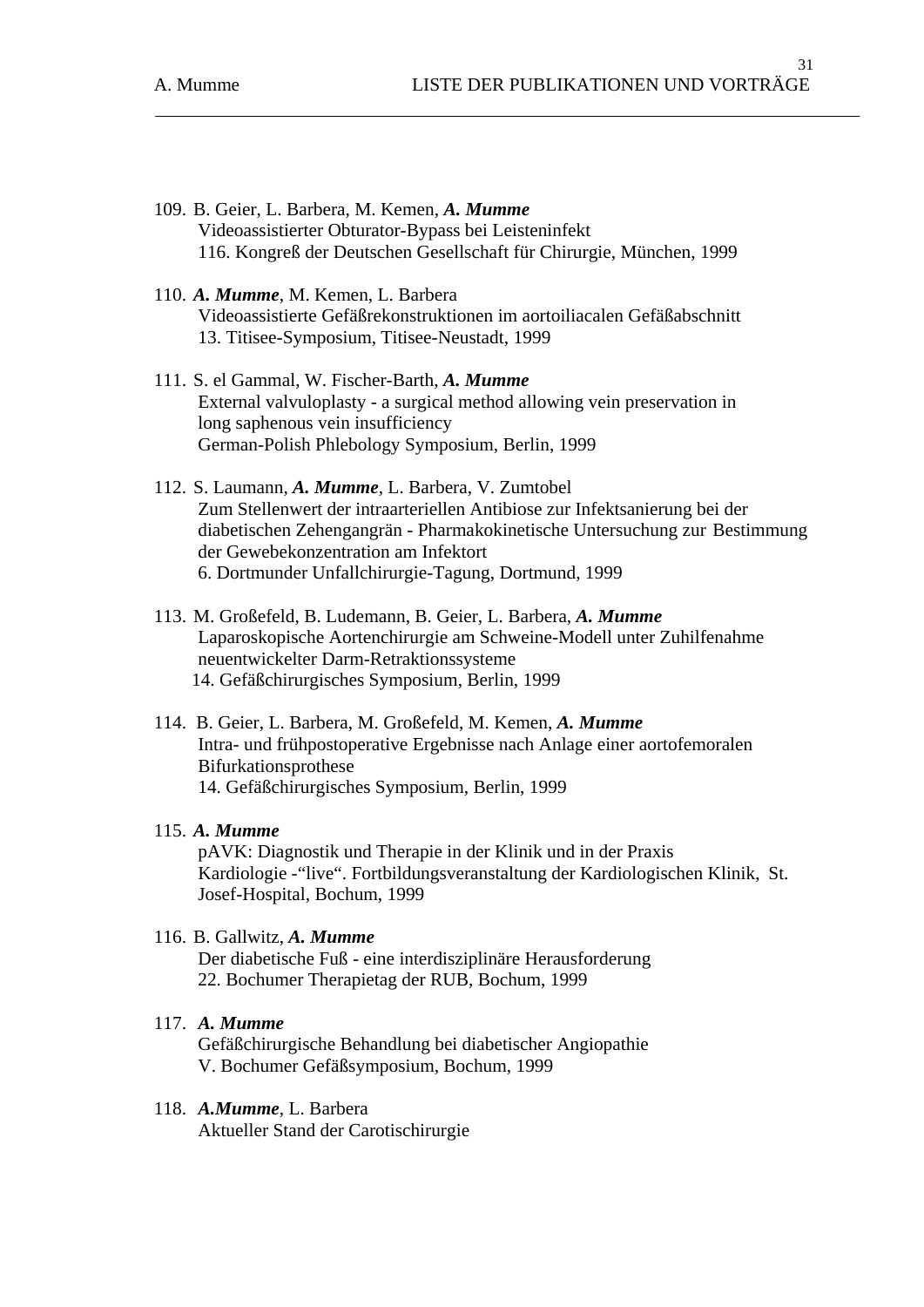109. B. Geier, L. Barbera, M. Kemen, ***A. Mumme***
Videoassistierter Obturator-Bypass bei Leisteninfekt
116. Kongreß der Deutschen Gesellschaft für Chirurgie, München, 1999

110. ***A. Mumme***, M. Kemen, L. Barbera
Videoassistierte Gefäßrekonstruktionen im aortoiliacalen Gefäßabschnitt
13. Titisee-Symposium, Titisee-Neustadt, 1999

111. S. el Gammal, W. Fischer-Barth, ***A. Mumme***
External valvuloplasty - a surgical method allowing vein preservation in long saphenous vein insufficiency
German-Polish Phlebology Symposium, Berlin, 1999

112. S. Laumann, ***A. Mumme***, L. Barbera, V. Zumtobel
Zum Stellenwert der intraarteriellen Antibiose zur Infektsanierung bei der diabetischen Zehengangrän - Pharmakokinetische Untersuchung zur Bestimmung der Gewebekonzentration am Infektort
6. Dortmunder Unfallchirurgie-Tagung, Dortmund, 1999

113. M. Großefeld, B. Ludemann, B. Geier, L. Barbera, ***A. Mumme***
Laparoskopische Aortenchirurgie am Schweine-Modell unter Zuhilfenahme neuentwickelter Darm-Retraktionssysteme
14. Gefäßchirurgisches Symposium, Berlin, 1999

114. B. Geier, L. Barbera, M. Großefeld, M. Kemen, ***A. Mumme***
Intra- und frühpostoperative Ergebnisse nach Anlage einer aortofemoralen Bifurkationsprothese
14. Gefäßchirurgisches Symposium, Berlin, 1999

115. ***A. Mumme***
pAVK: Diagnostik und Therapie in der Klinik und in der Praxis
Kardiologie -"live". Fortbildungsveranstaltung der Kardiologischen Klinik, St. Josef-Hospital, Bochum, 1999

116. B. Gallwitz, ***A. Mumme***
Der diabetische Fuß - eine interdisziplinäre Herausforderung
22. Bochumer Therapietag der RUB, Bochum, 1999

117. ***A. Mumme***
Gefäßchirurgische Behandlung bei diabetischer Angiopathie
V. Bochumer Gefäßsymposium, Bochum, 1999

118. ***A.Mumme***, L. Barbera
Aktueller Stand der Carotischirurgie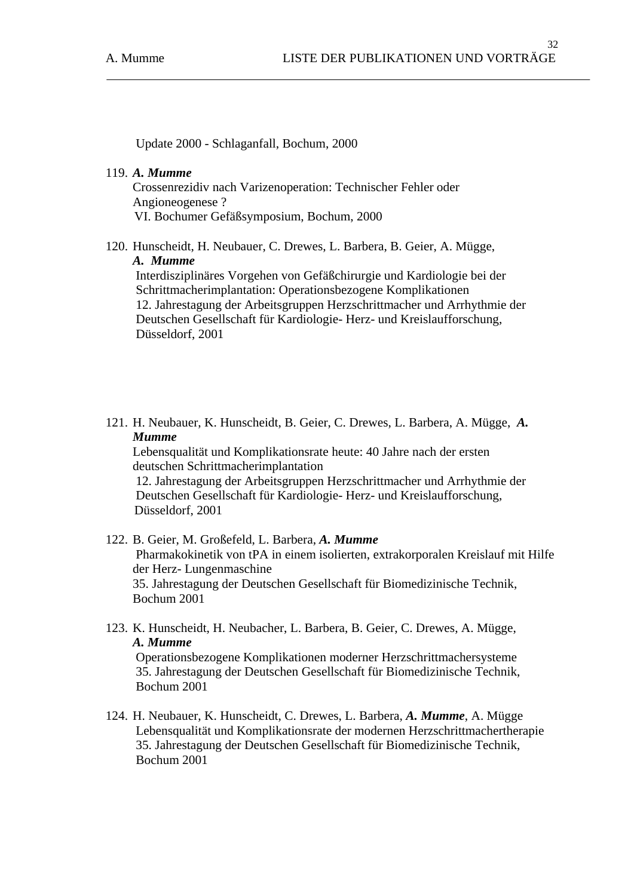Update 2000 - Schlaganfall, Bochum, 2000

119. ***A. Mumme***
Crossenrezidiv nach Varizenoperation: Technischer Fehler oder Angioneogenese ?
VI. Bochumer Gefäßsymposium, Bochum, 2000

120. Hunscheidt, H. Neubauer, C. Drewes, L. Barbera, B. Geier, A. Mügge, ***A. Mumme***
Interdisziplinäres Vorgehen von Gefäßchirurgie und Kardiologie bei der Schrittmacherimplantation: Operationsbezogene Komplikationen
12. Jahrestagung der Arbeitsgruppen Herzschrittmacher und Arrhythmie der Deutschen Gesellschaft für Kardiologie- Herz- und Kreislaufforschung, Düsseldorf, 2001

121. H. Neubauer, K. Hunscheidt, B. Geier, C. Drewes, L. Barbera, A. Mügge, ***A. Mumme***
Lebensqualität und Komplikationsrate heute: 40 Jahre nach der ersten deutschen Schrittmacherimplantation
12. Jahrestagung der Arbeitsgruppen Herzschrittmacher und Arrhythmie der Deutschen Gesellschaft für Kardiologie- Herz- und Kreislaufforschung, Düsseldorf, 2001

122. B. Geier, M. Großefeld, L. Barbera, ***A. Mumme***
Pharmakokinetik von tPA in einem isolierten, extrakorporalen Kreislauf mit Hilfe der Herz- Lungenmaschine
35. Jahrestagung der Deutschen Gesellschaft für Biomedizinische Technik, Bochum 2001

123. K. Hunscheidt, H. Neubacher, L. Barbera, B. Geier, C. Drewes, A. Mügge, ***A. Mumme***
Operationsbezogene Komplikationen moderner Herzschrittmachersysteme
35. Jahrestagung der Deutschen Gesellschaft für Biomedizinische Technik, Bochum 2001

124. H. Neubauer, K. Hunscheidt, C. Drewes, L. Barbera, ***A. Mumme***, A. Mügge
Lebensqualität und Komplikationsrate der modernen Herzschrittmachertherapie
35. Jahrestagung der Deutschen Gesellschaft für Biomedizinische Technik, Bochum 2001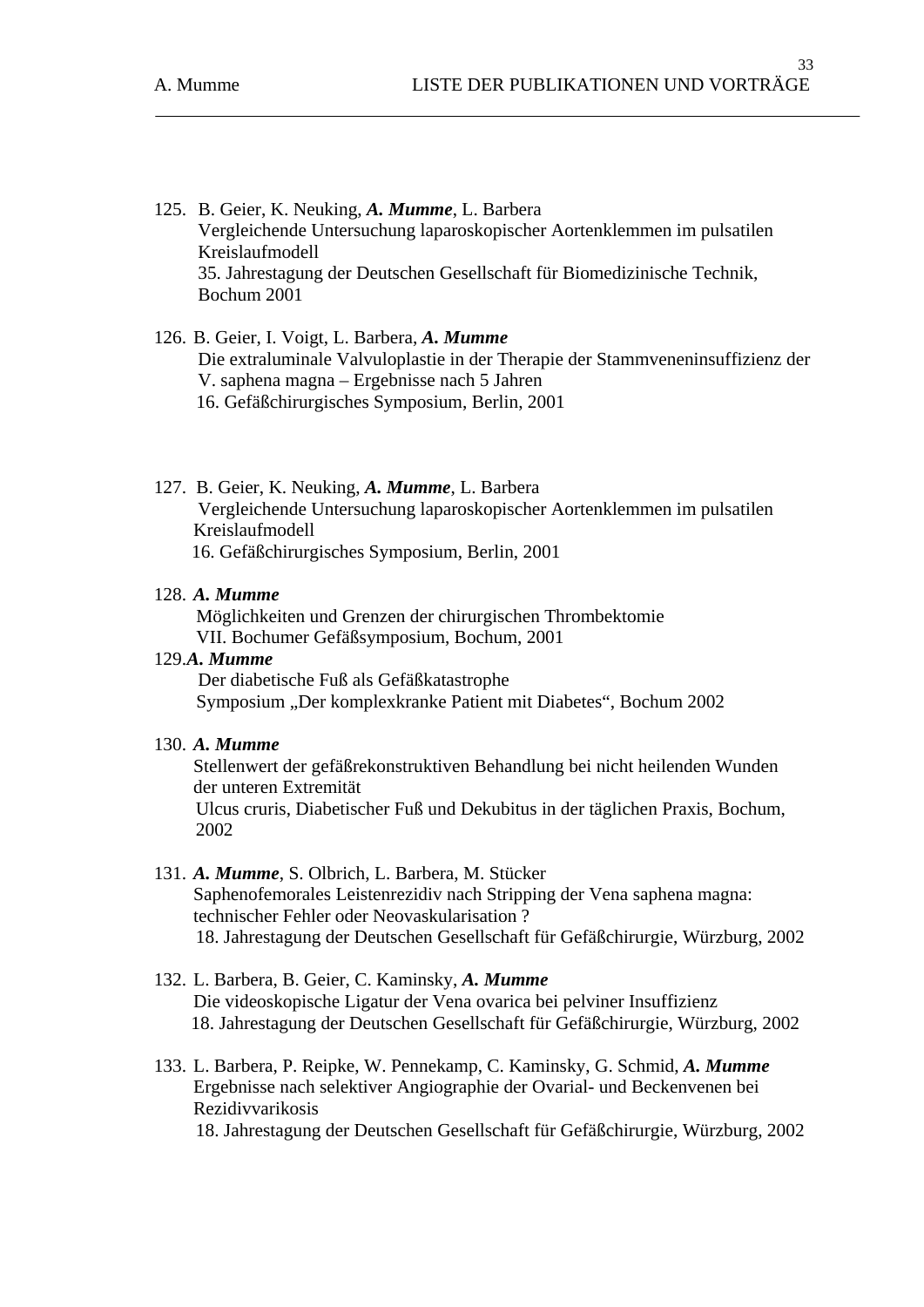125. B. Geier, K. Neuking, ***A. Mumme***, L. Barbera
Vergleichende Untersuchung laparoskopischer Aortenklemmen im pulsatilen Kreislaufmodell
35. Jahrestagung der Deutschen Gesellschaft für Biomedizinische Technik, Bochum 2001

126. B. Geier, I. Voigt, L. Barbera, ***A. Mumme***
Die extraluminale Valvuloplastie in der Therapie der Stammveneninsuffizienz der V. saphena magna – Ergebnisse nach 5 Jahren
16. Gefäßchirurgisches Symposium, Berlin, 2001

127. B. Geier, K. Neuking, ***A. Mumme***, L. Barbera
Vergleichende Untersuchung laparoskopischer Aortenklemmen im pulsatilen Kreislaufmodell
16. Gefäßchirurgisches Symposium, Berlin, 2001

128. ***A. Mumme***
Möglichkeiten und Grenzen der chirurgischen Thrombektomie
VII. Bochumer Gefäßsymposium, Bochum, 2001

129. ***A. Mumme***
Der diabetische Fuß als Gefäßkatastrophe
Symposium „Der komplexkranke Patient mit Diabetes", Bochum 2002

130. ***A. Mumme***
Stellenwert der gefäßrekonstruktiven Behandlung bei nicht heilenden Wunden der unteren Extremität
Ulcus cruris, Diabetischer Fuß und Dekubitus in der täglichen Praxis, Bochum, 2002

131. ***A. Mumme***, S. Olbrich, L. Barbera, M. Stücker
Saphenofemorales Leistenrezidiv nach Stripping der Vena saphena magna: technischer Fehler oder Neovaskularisation ?
18. Jahrestagung der Deutschen Gesellschaft für Gefäßchirurgie, Würzburg, 2002

132. L. Barbera, B. Geier, C. Kaminsky, ***A. Mumme***
Die videoskopische Ligatur der Vena ovarica bei pelviner Insuffizienz
18. Jahrestagung der Deutschen Gesellschaft für Gefäßchirurgie, Würzburg, 2002

133. L. Barbera, P. Reipke, W. Pennekamp, C. Kaminsky, G. Schmid, ***A. Mumme***
Ergebnisse nach selektiver Angiographie der Ovarial- und Beckenvenen bei Rezidivvarikosis
18. Jahrestagung der Deutschen Gesellschaft für Gefäßchirurgie, Würzburg, 2002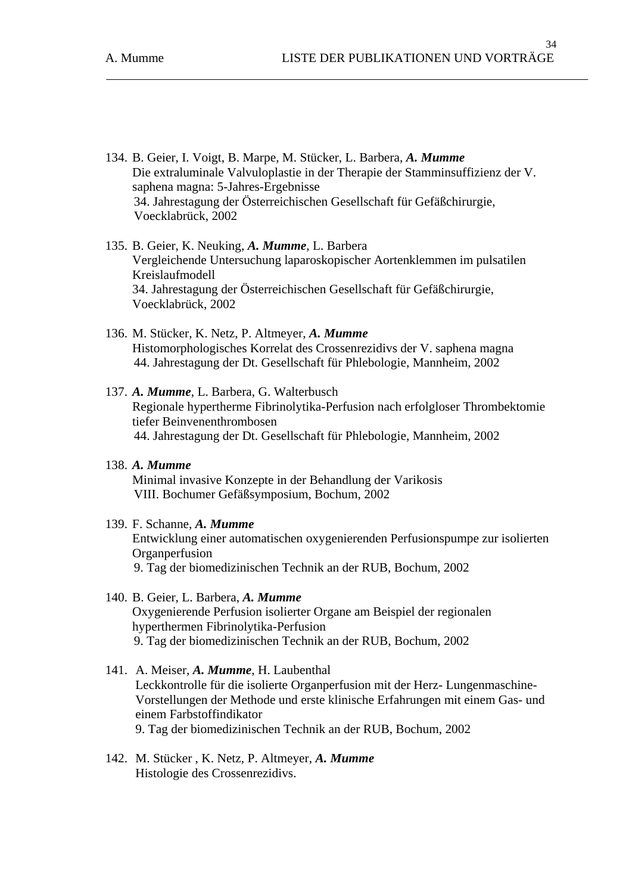134. B. Geier, I. Voigt, B. Marpe, M. Stücker, L. Barbera, ***A. Mumme***
Die extraluminale Valvuloplastie in der Therapie der Stamminsuffizienz der V. saphena magna: 5-Jahres-Ergebnisse
34. Jahrestagung der Österreichischen Gesellschaft für Gefäßchirurgie, Voecklabrück, 2002

135. B. Geier, K. Neuking, ***A. Mumme***, L. Barbera
Vergleichende Untersuchung laparoskopischer Aortenklemmen im pulsatilen Kreislaufmodell
34. Jahrestagung der Österreichischen Gesellschaft für Gefäßchirurgie, Voecklabrück, 2002

136. M. Stücker, K. Netz, P. Altmeyer, ***A. Mumme***
Histomorphologisches Korrelat des Crossenrezidivs der V. saphena magna
44. Jahrestagung der Dt. Gesellschaft für Phlebologie, Mannheim, 2002

137. ***A. Mumme***, L. Barbera, G. Walterbusch
Regionale hypertherme Fibrinolytika-Perfusion nach erfolgloser Thrombektomie tiefer Beinvenenthrombosen
44. Jahrestagung der Dt. Gesellschaft für Phlebologie, Mannheim, 2002

138. ***A. Mumme***
Minimal invasive Konzepte in der Behandlung der Varikosis
VIII. Bochumer Gefäßsymposium, Bochum, 2002

139. F. Schanne, ***A. Mumme***
Entwicklung einer automatischen oxygenierenden Perfusionspumpe zur isolierten Organperfusion
9. Tag der biomedizinischen Technik an der RUB, Bochum, 2002

140. B. Geier, L. Barbera, ***A. Mumme***
Oxygenierende Perfusion isolierter Organe am Beispiel der regionalen hyperthermen Fibrinolytika-Perfusion
9. Tag der biomedizinischen Technik an der RUB, Bochum, 2002

141. A. Meiser, ***A. Mumme***, H. Laubenthal
Leckkontrolle für die isolierte Organperfusion mit der Herz- Lungenmaschine-Vorstellungen der Methode und erste klinische Erfahrungen mit einem Gas- und einem Farbstoffindikator
9. Tag der biomedizinischen Technik an der RUB, Bochum, 2002

142. M. Stücker , K. Netz, P. Altmeyer, ***A. Mumme***
Histologie des Crossenrezidivs.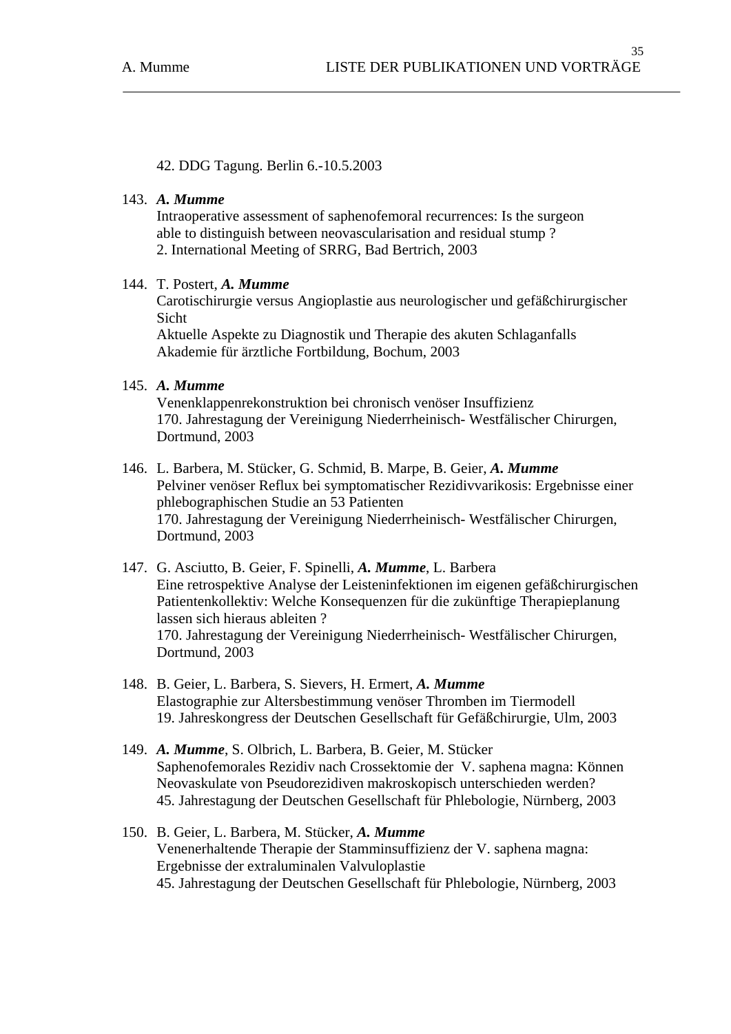42. DDG Tagung. Berlin 6.-10.5.2003

143. ***A. Mumme***
Intraoperative assessment of saphenofemoral recurrences: Is the surgeon able to distinguish between neovascularisation and residual stump ?
2. International Meeting of SRRG, Bad Bertrich, 2003

144. T. Postert, ***A. Mumme***
Carotischirurgie versus Angioplastie aus neurologischer und gefäßchirurgischer Sicht
Aktuelle Aspekte zu Diagnostik und Therapie des akuten Schlaganfalls
Akademie für ärztliche Fortbildung, Bochum, 2003

145. ***A. Mumme***
Venenklappenrekonstruktion bei chronisch venöser Insuffizienz
170. Jahrestagung der Vereinigung Niederrheinisch- Westfälischer Chirurgen, Dortmund, 2003

146. L. Barbera, M. Stücker, G. Schmid, B. Marpe, B. Geier, ***A. Mumme***
Pelviner venöser Reflux bei symptomatischer Rezidivvarikosis: Ergebnisse einer phlebographischen Studie an 53 Patienten
170. Jahrestagung der Vereinigung Niederrheinisch- Westfälischer Chirurgen, Dortmund, 2003

147. G. Asciutto, B. Geier, F. Spinelli, ***A. Mumme***, L. Barbera
Eine retrospektive Analyse der Leisteninfektionen im eigenen gefäßchirurgischen Patientenkollektiv: Welche Konsequenzen für die zukünftige Therapieplanung lassen sich hieraus ableiten ?
170. Jahrestagung der Vereinigung Niederrheinisch- Westfälischer Chirurgen, Dortmund, 2003

148. B. Geier, L. Barbera, S. Sievers, H. Ermert, ***A. Mumme***
Elastographie zur Altersbestimmung venöser Thromben im Tiermodell
19. Jahreskongress der Deutschen Gesellschaft für Gefäßchirurgie, Ulm, 2003

149. ***A. Mumme***, S. Olbrich, L. Barbera, B. Geier, M. Stücker
Saphenofemorales Rezidiv nach Crossektomie der V. saphena magna: Können Neovaskulate von Pseudorezidiven makroskopisch unterschieden werden?
45. Jahrestagung der Deutschen Gesellschaft für Phlebologie, Nürnberg, 2003

150. B. Geier, L. Barbera, M. Stücker, ***A. Mumme***
Venenerhaltende Therapie der Stamminsuffizienz der V. saphena magna: Ergebnisse der extraluminalen Valvuloplastie
45. Jahrestagung der Deutschen Gesellschaft für Phlebologie, Nürnberg, 2003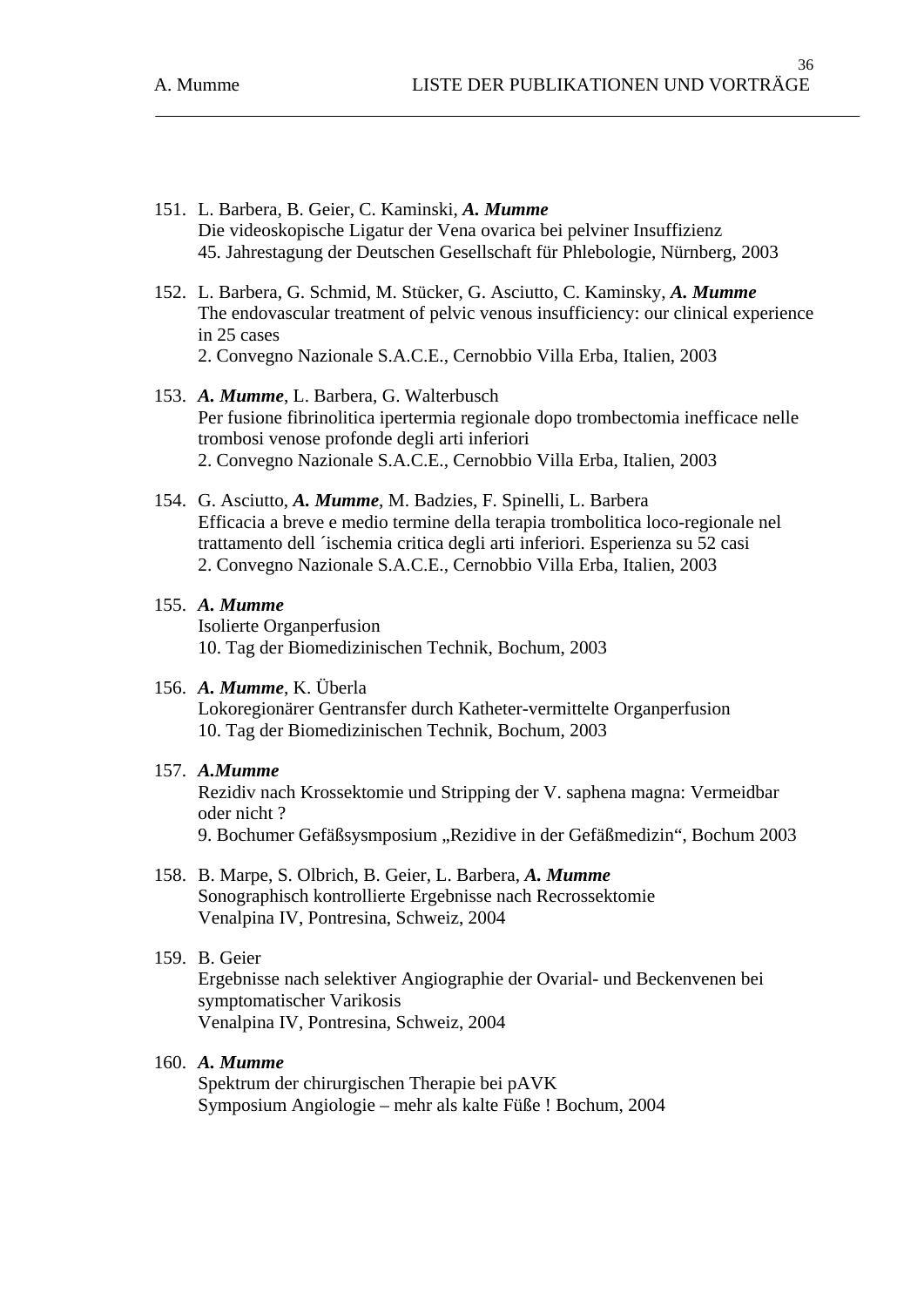151. L. Barbera, B. Geier, C. Kaminski, ***A. Mumme***
     Die videoskopische Ligatur der Vena ovarica bei pelviner Insuffizienz
     45. Jahrestagung der Deutschen Gesellschaft für Phlebologie, Nürnberg, 2003

152. L. Barbera, G. Schmid, M. Stücker, G. Asciutto, C. Kaminsky, ***A. Mumme***
     The endovascular treatment of pelvic venous insufficiency: our clinical experience in 25 cases
     2. Convegno Nazionale S.A.C.E., Cernobbio Villa Erba, Italien, 2003

153. ***A. Mumme***, L. Barbera, G. Walterbusch
     Per fusione fibrinolitica ipertermia regionale dopo trombectomia inefficace nelle trombosi venose profonde degli arti inferiori
     2. Convegno Nazionale S.A.C.E., Cernobbio Villa Erba, Italien, 2003

154. G. Asciutto, ***A. Mumme***, M. Badzies, F. Spinelli, L. Barbera
     Efficacia a breve e medio termine della terapia trombolitica loco-regionale nel trattamento dell ´ischemia critica degli arti inferiori. Esperienza su 52 casi
     2. Convegno Nazionale S.A.C.E., Cernobbio Villa Erba, Italien, 2003

155. ***A. Mumme***
     Isolierte Organperfusion
     10. Tag der Biomedizinischen Technik, Bochum, 2003

156. ***A. Mumme***, K. Überla
     Lokoregionärer Gentransfer durch Katheter-vermittelte Organperfusion
     10. Tag der Biomedizinischen Technik, Bochum, 2003

157. ***A.Mumme***
     Rezidiv nach Krossektomie und Stripping der V. saphena magna: Vermeidbar oder nicht ?
     9. Bochumer Gefäßsysmposium „Rezidive in der Gefäßmedizin", Bochum 2003

158. B. Marpe, S. Olbrich, B. Geier, L. Barbera, ***A. Mumme***
     Sonographisch kontrollierte Ergebnisse nach Recrossektomie
     Venalpina IV, Pontresina, Schweiz, 2004

159. B. Geier
     Ergebnisse nach selektiver Angiographie der Ovarial- und Beckenvenen bei symptomatischer Varikosis
     Venalpina IV, Pontresina, Schweiz, 2004

160. ***A. Mumme***
     Spektrum der chirurgischen Therapie bei pAVK
     Symposium Angiologie – mehr als kalte Füße ! Bochum, 2004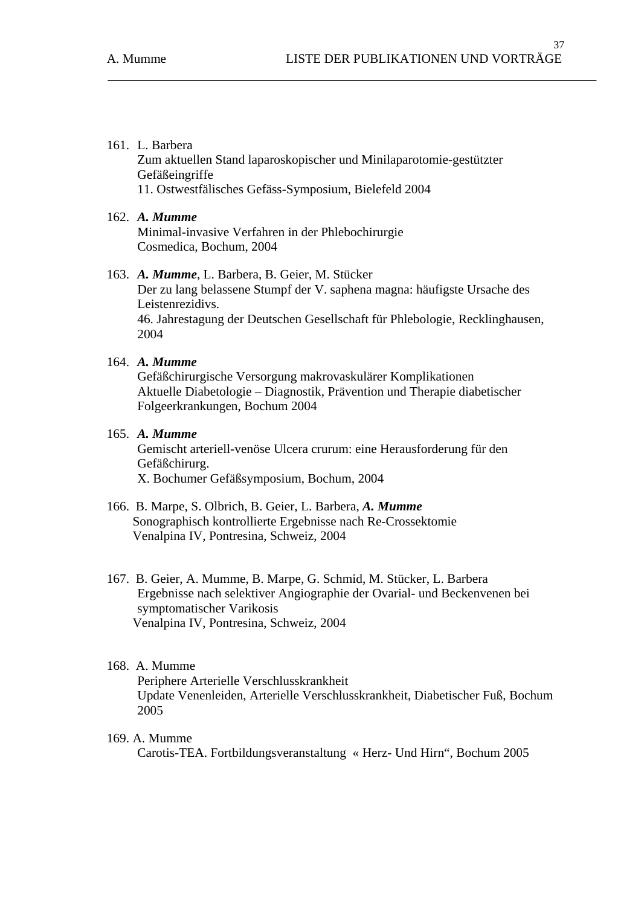161. L. Barbera  
Zum aktuellen Stand laparoskopischer und Minilaparotomie-gestützter Gefäßeingriffe  
11. Ostwestfälisches Gefäss-Symposium, Bielefeld 2004

162. ***A. Mumme***  
Minimal-invasive Verfahren in der Phlebochirurgie  
Cosmedica, Bochum, 2004

163. ***A. Mumme***, L. Barbera, B. Geier, M. Stücker  
Der zu lang belassene Stumpf der V. saphena magna: häufigste Ursache des Leistenrezidivs.  
46. Jahrestagung der Deutschen Gesellschaft für Phlebologie, Recklinghausen, 2004

164. ***A. Mumme***  
Gefäßchirurgische Versorgung makrovaskulärer Komplikationen  
Aktuelle Diabetologie – Diagnostik, Prävention und Therapie diabetischer Folgeerkrankungen, Bochum 2004

165. ***A. Mumme***  
Gemischt arteriell-venöse Ulcera crurum: eine Herausforderung für den Gefäßchirurg.  
X. Bochumer Gefäßsymposium, Bochum, 2004

166. B. Marpe, S. Olbrich, B. Geier, L. Barbera, ***A. Mumme***  
Sonographisch kontrollierte Ergebnisse nach Re-Crossektomie  
Venalpina IV, Pontresina, Schweiz, 2004

167. B. Geier, A. Mumme, B. Marpe, G. Schmid, M. Stücker, L. Barbera  
Ergebnisse nach selektiver Angiographie der Ovarial- und Beckenvenen bei symptomatischer Varikosis  
Venalpina IV, Pontresina, Schweiz, 2004

168. A. Mumme  
Periphere Arterielle Verschlusskrankheit  
Update Venenleiden, Arterielle Verschlusskrankheit, Diabetischer Fuß, Bochum 2005

169. A. Mumme  
Carotis-TEA. Fortbildungsveranstaltung « Herz- Und Hirn“, Bochum 2005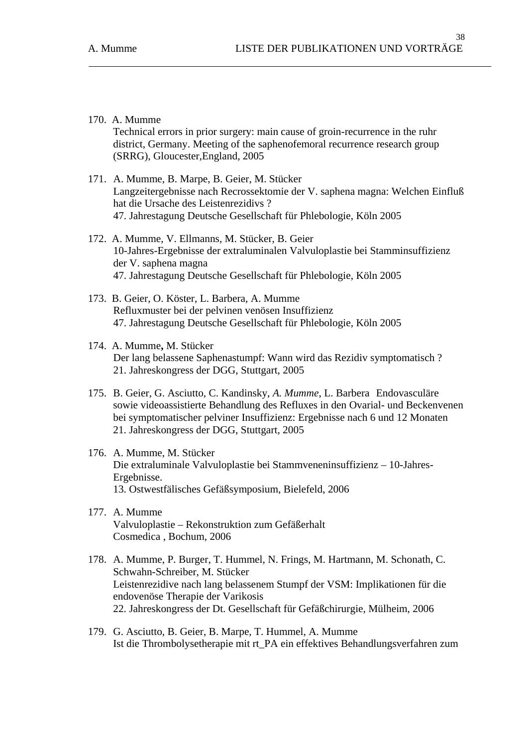170. A. Mumme
Technical errors in prior surgery: main cause of groin-recurrence in the ruhr district, Germany. Meeting of the saphenofemoral recurrence research group (SRRG), Gloucester,England, 2005

171. A. Mumme, B. Marpe, B. Geier, M. Stücker
Langzeitergebnisse nach Recrossektomie der V. saphena magna: Welchen Einfluß hat die Ursache des Leistenrezidivs ?
47. Jahrestagung Deutsche Gesellschaft für Phlebologie, Köln 2005

172. A. Mumme, V. Ellmanns, M. Stücker, B. Geier
10-Jahres-Ergebnisse der extraluminalen Valvuloplastie bei Stamminsuffizienz der V. saphena magna
47. Jahrestagung Deutsche Gesellschaft für Phlebologie, Köln 2005

173. B. Geier, O. Köster, L. Barbera, A. Mumme
Refluxmuster bei der pelvinen venösen Insuffizienz
47. Jahrestagung Deutsche Gesellschaft für Phlebologie, Köln 2005

174. A. Mumme**,** M. Stücker
Der lang belassene Saphenastumpf: Wann wird das Rezidiv symptomatisch ?
21. Jahreskongress der DGG, Stuttgart, 2005

175. B. Geier, G. Asciutto, C. Kandinsky, *A. Mumme*, L. Barbera Endovasculäre sowie videoassistierte Behandlung des Refluxes in den Ovarial- und Beckenvenen bei symptomatischer pelviner Insuffizienz: Ergebnisse nach 6 und 12 Monaten
21. Jahreskongress der DGG, Stuttgart, 2005

176. A. Mumme, M. Stücker
Die extraluminale Valvuloplastie bei Stammveneninsuffizienz – 10-Jahres-Ergebnisse.
13. Ostwestfälisches Gefäßsymposium, Bielefeld, 2006

177. A. Mumme
Valvuloplastie – Rekonstruktion zum Gefäßerhalt
Cosmedica , Bochum, 2006

178. A. Mumme, P. Burger, T. Hummel, N. Frings, M. Hartmann, M. Schonath, C. Schwahn-Schreiber, M. Stücker
Leistenrezidive nach lang belassenem Stumpf der VSM: Implikationen für die endovenöse Therapie der Varikosis
22. Jahreskongress der Dt. Gesellschaft für Gefäßchirurgie, Mülheim, 2006

179. G. Asciutto, B. Geier, B. Marpe, T. Hummel, A. Mumme
Ist die Thrombolysetherapie mit rt_PA ein effektives Behandlungsverfahren zum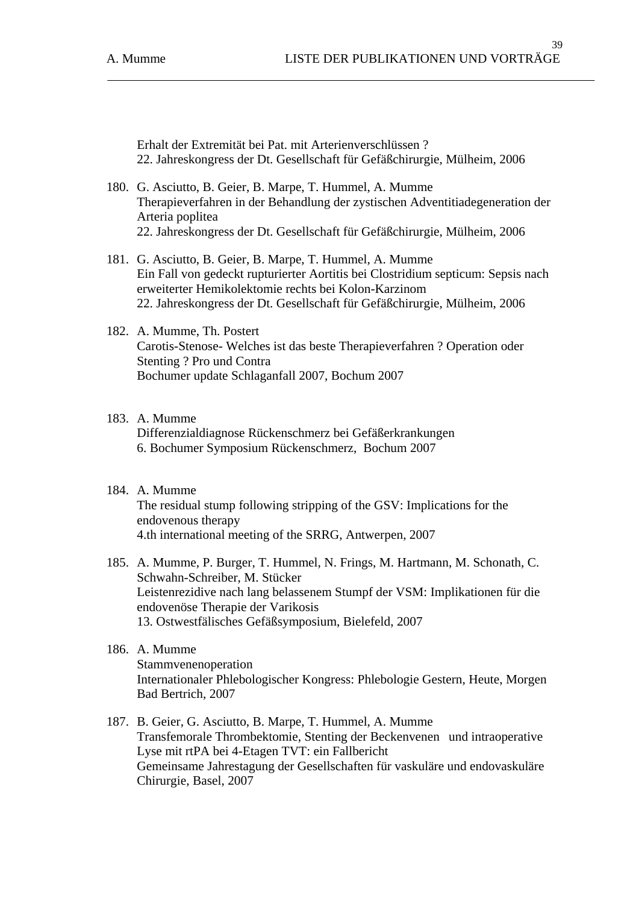Erhalt der Extremität bei Pat. mit Arterienverschlüssen ?
22. Jahreskongress der Dt. Gesellschaft für Gefäßchirurgie, Mülheim, 2006

180. G. Asciutto, B. Geier, B. Marpe, T. Hummel, A. Mumme
Therapieverfahren in der Behandlung der zystischen Adventitiadegeneration der Arteria poplitea
22. Jahreskongress der Dt. Gesellschaft für Gefäßchirurgie, Mülheim, 2006

181. G. Asciutto, B. Geier, B. Marpe, T. Hummel, A. Mumme
Ein Fall von gedeckt rupturierter Aortitis bei Clostridium septicum: Sepsis nach erweiterter Hemikolektomie rechts bei Kolon-Karzinom
22. Jahreskongress der Dt. Gesellschaft für Gefäßchirurgie, Mülheim, 2006

182. A. Mumme, Th. Postert
Carotis-Stenose- Welches ist das beste Therapieverfahren ? Operation oder Stenting ? Pro und Contra
Bochumer update Schlaganfall 2007, Bochum 2007

183. A. Mumme
Differenzialdiagnose Rückenschmerz bei Gefäßerkrankungen
6. Bochumer Symposium Rückenschmerz, Bochum 2007

184. A. Mumme
The residual stump following stripping of the GSV: Implications for the endovenous therapy
4.th international meeting of the SRRG, Antwerpen, 2007

185. A. Mumme, P. Burger, T. Hummel, N. Frings, M. Hartmann, M. Schonath, C. Schwahn-Schreiber, M. Stücker
Leistenrezidive nach lang belassenem Stumpf der VSM: Implikationen für die endovenöse Therapie der Varikosis
13. Ostwestfälisches Gefäßsymposium, Bielefeld, 2007

186. A. Mumme
Stammvenenoperation
Internationaler Phlebologischer Kongress: Phlebologie Gestern, Heute, Morgen Bad Bertrich, 2007

187. B. Geier, G. Asciutto, B. Marpe, T. Hummel, A. Mumme
Transfemorale Thrombektomie, Stenting der Beckenvenen und intraoperative Lyse mit rtPA bei 4-Etagen TVT: ein Fallbericht
Gemeinsame Jahrestagung der Gesellschaften für vaskuläre und endovaskuläre Chirurgie, Basel, 2007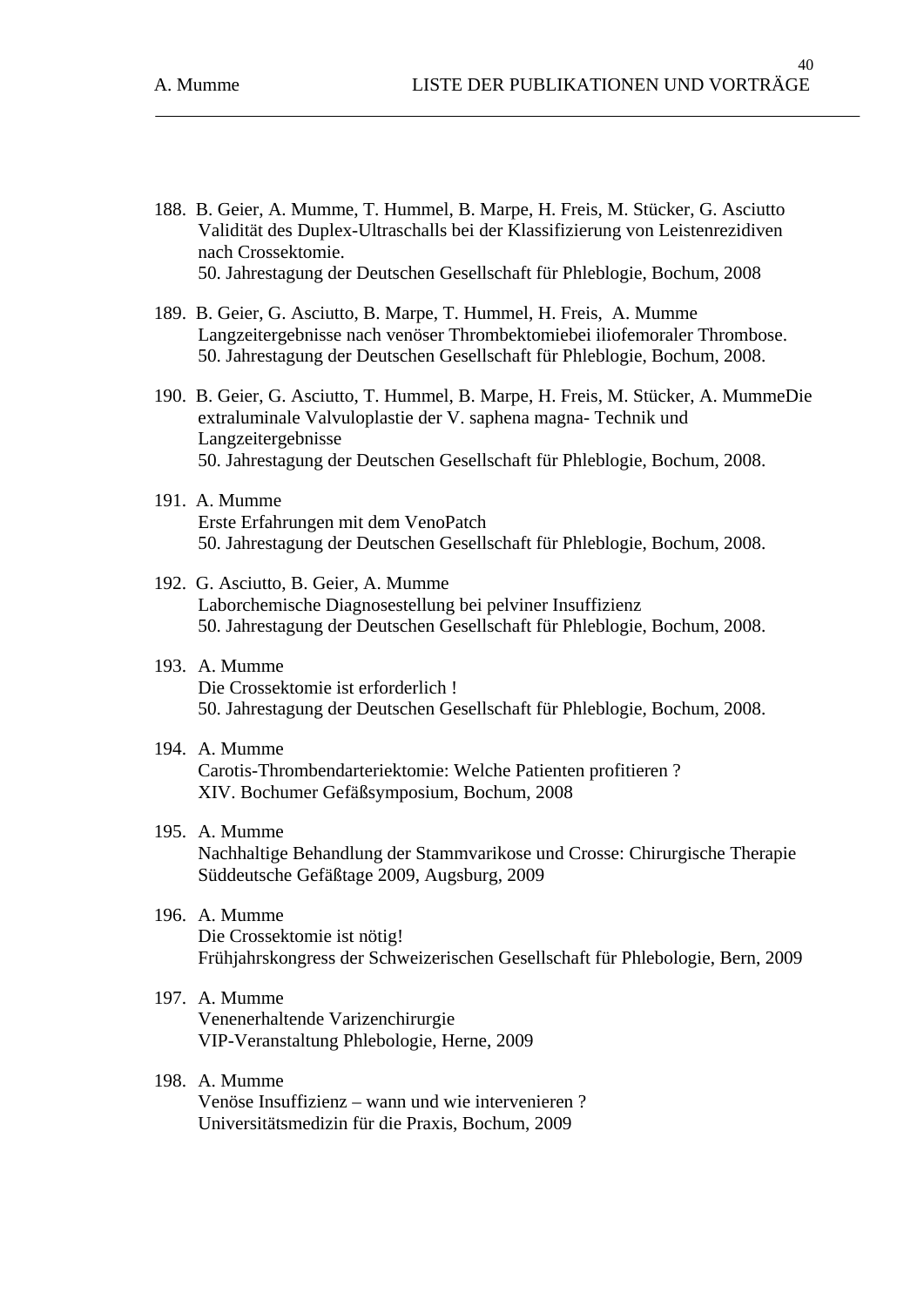188. B. Geier, A. Mumme, T. Hummel, B. Marpe, H. Freis, M. Stücker, G. Asciutto
 Validität des Duplex-Ultraschalls bei der Klassifizierung von Leistenrezidiven nach Crossektomie.
 50. Jahrestagung der Deutschen Gesellschaft für Phleblogie, Bochum, 2008

189. B. Geier, G. Asciutto, B. Marpe, T. Hummel, H. Freis, A. Mumme
 Langzeitergebnisse nach venöser Thrombektomiebei iliofemoraler Thrombose.
 50. Jahrestagung der Deutschen Gesellschaft für Phleblogie, Bochum, 2008.

190. B. Geier, G. Asciutto, T. Hummel, B. Marpe, H. Freis, M. Stücker, A. MummeDie extraluminale Valvuloplastie der V. saphena magna- Technik und Langzeitergebnisse
 50. Jahrestagung der Deutschen Gesellschaft für Phleblogie, Bochum, 2008.

191. A. Mumme
 Erste Erfahrungen mit dem VenoPatch
 50. Jahrestagung der Deutschen Gesellschaft für Phleblogie, Bochum, 2008.

192. G. Asciutto, B. Geier, A. Mumme
 Laborchemische Diagnosestellung bei pelviner Insuffizienz
 50. Jahrestagung der Deutschen Gesellschaft für Phleblogie, Bochum, 2008.

193. A. Mumme
 Die Crossektomie ist erforderlich !
 50. Jahrestagung der Deutschen Gesellschaft für Phleblogie, Bochum, 2008.

194. A. Mumme
 Carotis-Thrombendarteriektomie: Welche Patienten profitieren ?
 XIV. Bochumer Gefäßsymposium, Bochum, 2008

195. A. Mumme
 Nachhaltige Behandlung der Stammvarikose und Crosse: Chirurgische Therapie
 Süddeutsche Gefäßtage 2009, Augsburg, 2009

196. A. Mumme
 Die Crossektomie ist nötig!
 Frühjahrskongress der Schweizerischen Gesellschaft für Phlebologie, Bern, 2009

197. A. Mumme
 Venenerhaltende Varizenchirurgie
 VIP-Veranstaltung Phlebologie, Herne, 2009

198. A. Mumme
 Venöse Insuffizienz – wann und wie intervenieren ?
 Universitätsmedizin für die Praxis, Bochum, 2009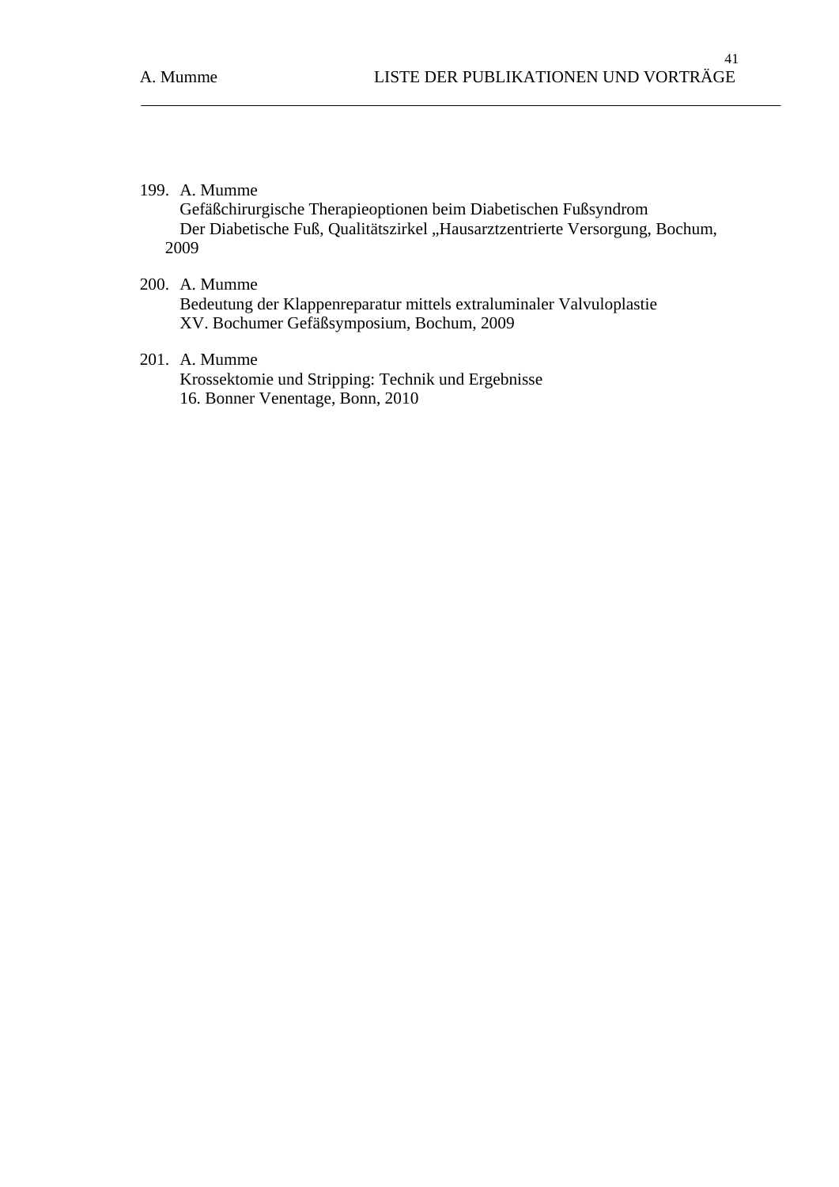199. A. Mumme
 Gefäßchirurgische Therapieoptionen beim Diabetischen Fußsyndrom
 Der Diabetische Fuß, Qualitätszirkel „Hausarztzentrierte Versorgung, Bochum, 2009

200. A. Mumme
 Bedeutung der Klappenreparatur mittels extraluminaler Valvuloplastie
 XV. Bochumer Gefäßsymposium, Bochum, 2009

201. A. Mumme
 Krossektomie und Stripping: Technik und Ergebnisse
 16. Bonner Venentage, Bonn, 2010